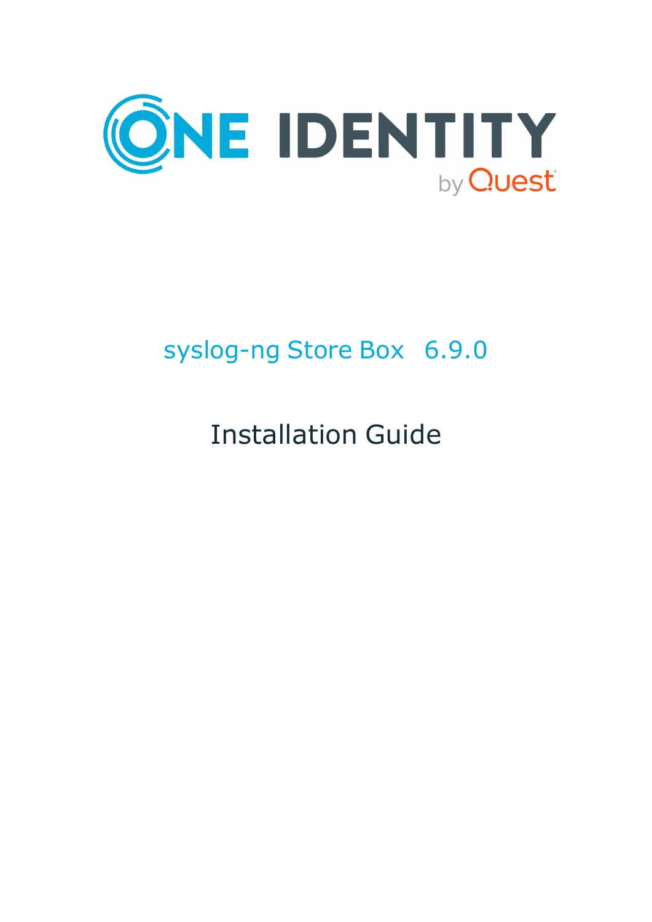ONE IDENTITY

by Quest

# syslog-ng Store Box 6.9.0

## Installation Guide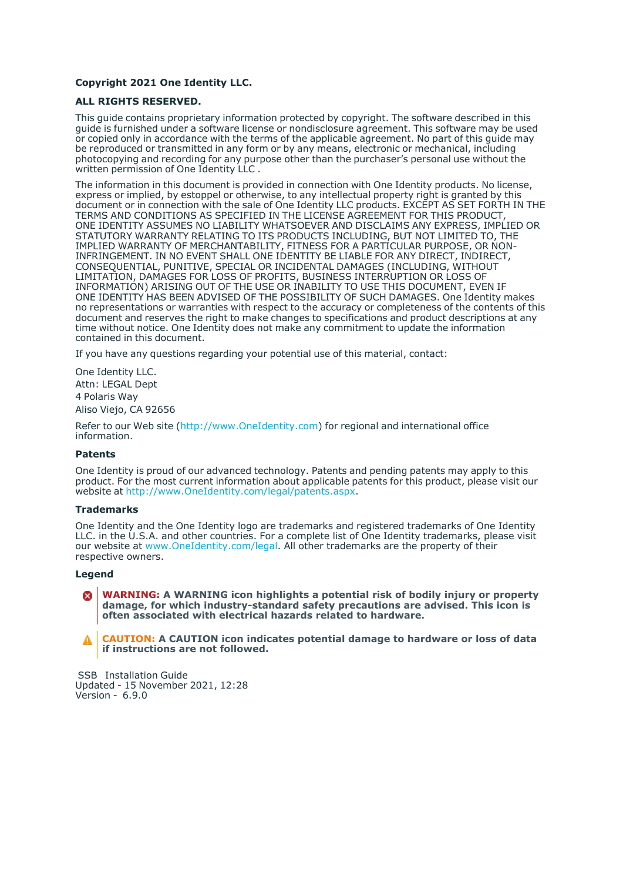**Copyright 2021 One Identity LLC.**

**ALL RIGHTS RESERVED.**

This guide contains proprietary information protected by copyright. The software described in this guide is furnished under a software license or nondisclosure agreement. This software may be used or copied only in accordance with the terms of the applicable agreement. No part of this guide may be reproduced or transmitted in any form or by any means, electronic or mechanical, including photocopying and recording for any purpose other than the purchaser's personal use without the written permission of One Identity LLC .

The information in this document is provided in connection with One Identity products. No license, express or implied, by estoppel or otherwise, to any intellectual property right is granted by this document or in connection with the sale of One Identity LLC products. EXCEPT AS SET FORTH IN THE TERMS AND CONDITIONS AS SPECIFIED IN THE LICENSE AGREEMENT FOR THIS PRODUCT, ONE IDENTITY ASSUMES NO LIABILITY WHATSOEVER AND DISCLAIMS ANY EXPRESS, IMPLIED OR STATUTORY WARRANTY RELATING TO ITS PRODUCTS INCLUDING, BUT NOT LIMITED TO, THE IMPLIED WARRANTY OF MERCHANTABILITY, FITNESS FOR A PARTICULAR PURPOSE, OR NON-INFRINGEMENT. IN NO EVENT SHALL ONE IDENTITY BE LIABLE FOR ANY DIRECT, INDIRECT, CONSEQUENTIAL, PUNITIVE, SPECIAL OR INCIDENTAL DAMAGES (INCLUDING, WITHOUT LIMITATION, DAMAGES FOR LOSS OF PROFITS, BUSINESS INTERRUPTION OR LOSS OF INFORMATION) ARISING OUT OF THE USE OR INABILITY TO USE THIS DOCUMENT, EVEN IF ONE IDENTITY HAS BEEN ADVISED OF THE POSSIBILITY OF SUCH DAMAGES. One Identity makes no representations or warranties with respect to the accuracy or completeness of the contents of this document and reserves the right to make changes to specifications and product descriptions at any time without notice. One Identity does not make any commitment to update the information contained in this document.

If you have any questions regarding your potential use of this material, contact:

One Identity LLC.
Attn: LEGAL Dept
4 Polaris Way
Aliso Viejo, CA 92656

Refer to our Web site (http://www.OneIdentity.com) for regional and international office information.

### Patents

One Identity is proud of our advanced technology. Patents and pending patents may apply to this product. For the most current information about applicable patents for this product, please visit our website at http://www.OneIdentity.com/legal/patents.aspx.

### Trademarks

One Identity and the One Identity logo are trademarks and registered trademarks of One Identity LLC. in the U.S.A. and other countries. For a complete list of One Identity trademarks, please visit our website at www.OneIdentity.com/legal. All other trademarks are the property of their respective owners.

### Legend

**WARNING: A WARNING icon highlights a potential risk of bodily injury or property damage, for which industry-standard safety precautions are advised. This icon is often associated with electrical hazards related to hardware.**

**CAUTION: A CAUTION icon indicates potential damage to hardware or loss of data if instructions are not followed.**

SSB Installation Guide
Updated - 15 November 2021, 12:28
Version - 6.9.0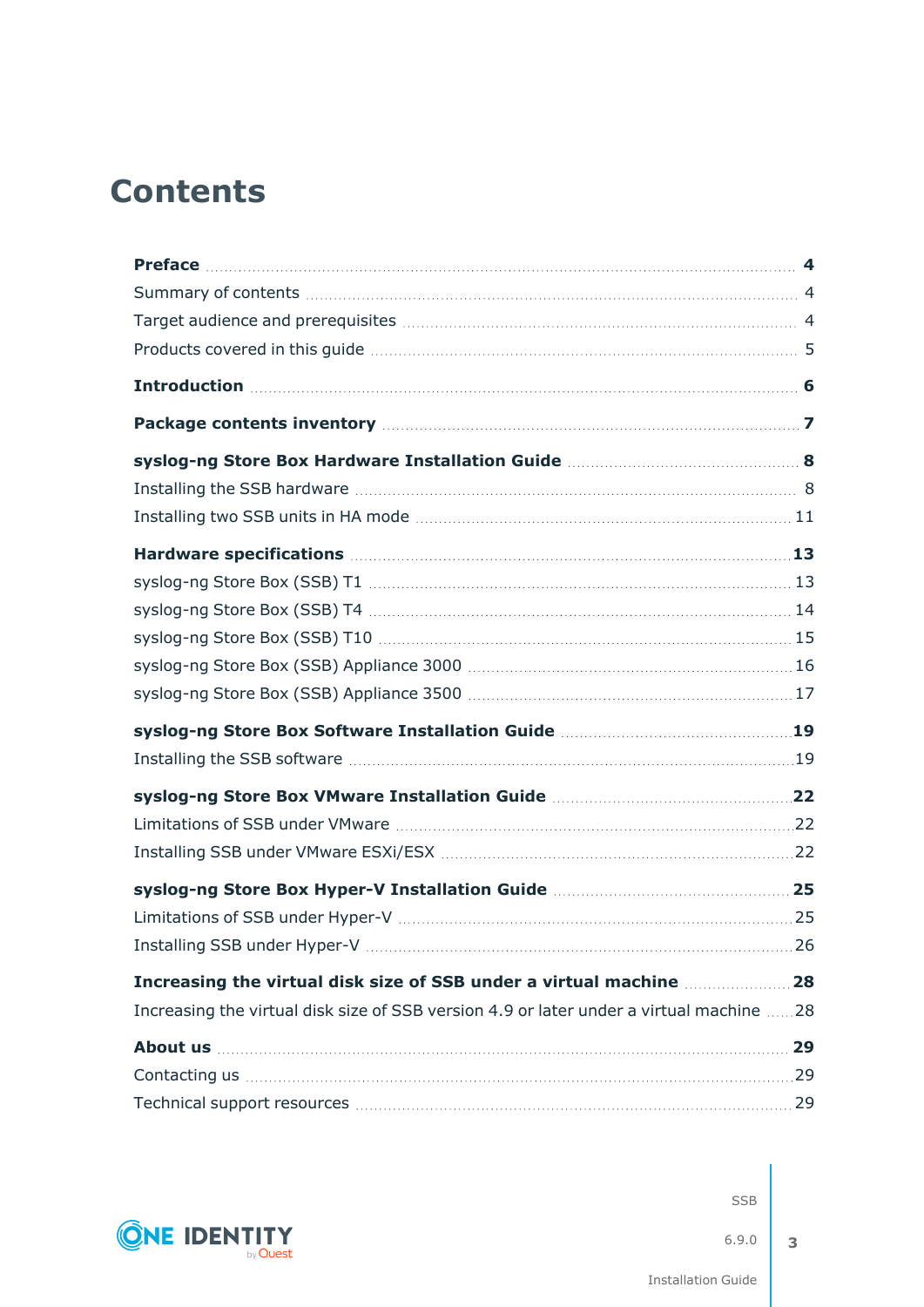# Contents

**Preface** 4

Summary of contents 4

Target audience and prerequisites 4

Products covered in this guide 5

**Introduction** 6

**Package contents inventory** 7

**syslog-ng Store Box Hardware Installation Guide** 8

Installing the SSB hardware 8

Installing two SSB units in HA mode 11

**Hardware specifications** 13

syslog-ng Store Box (SSB) T1 13

syslog-ng Store Box (SSB) T4 14

syslog-ng Store Box (SSB) T10 15

syslog-ng Store Box (SSB) Appliance 3000 16

syslog-ng Store Box (SSB) Appliance 3500 17

**syslog-ng Store Box Software Installation Guide** 19

Installing the SSB software 19

**syslog-ng Store Box VMware Installation Guide** 22

Limitations of SSB under VMware 22

Installing SSB under VMware ESXi/ESX 22

**syslog-ng Store Box Hyper-V Installation Guide** 25

Limitations of SSB under Hyper-V 25

Installing SSB under Hyper-V 26

**Increasing the virtual disk size of SSB under a virtual machine** 28

Increasing the virtual disk size of SSB version 4.9 or later under a virtual machine 28

**About us** 29

Contacting us 29

Technical support resources 29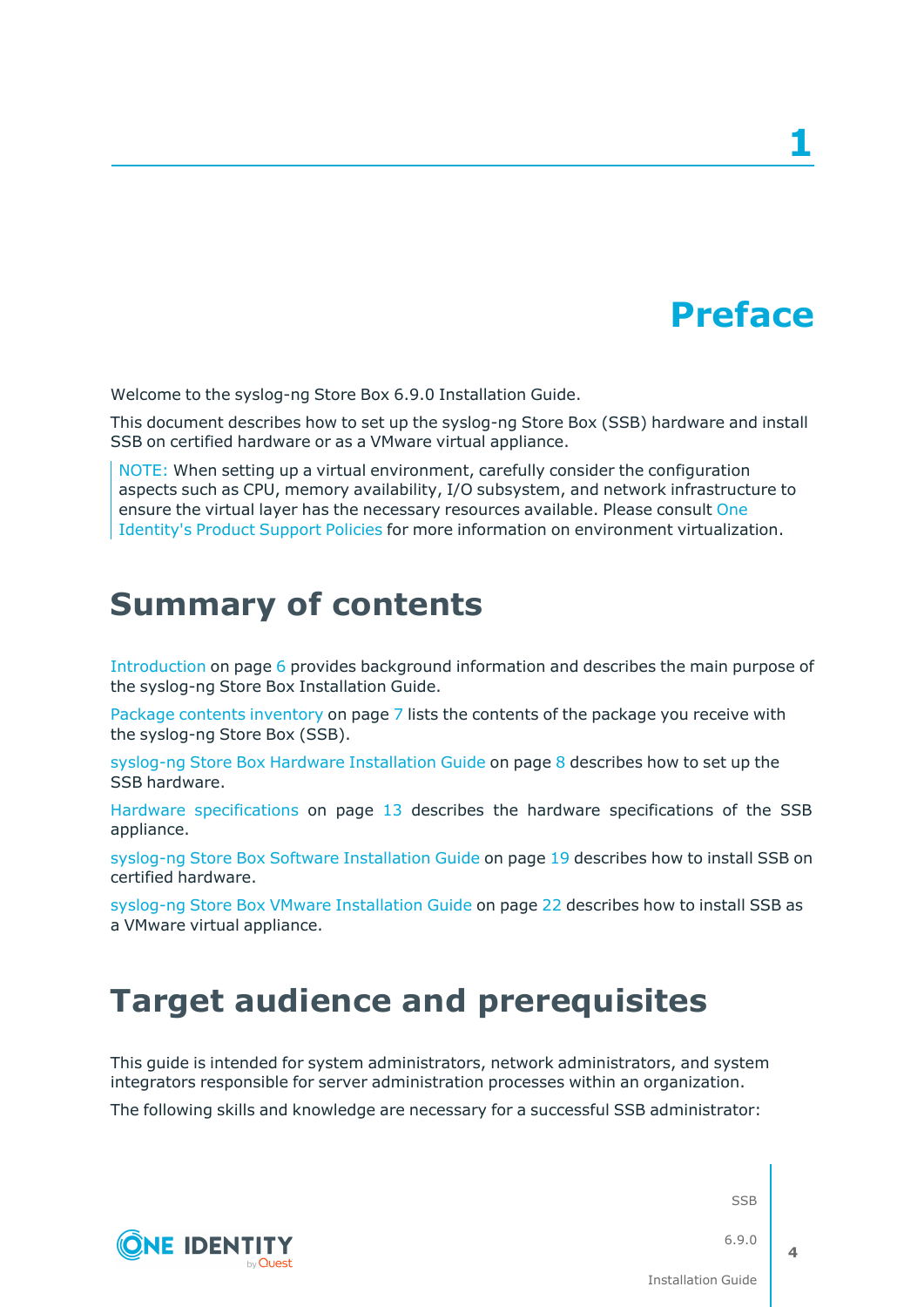# 1 Preface

Welcome to the syslog-ng Store Box 6.9.0 Installation Guide.

This document describes how to set up the syslog-ng Store Box (SSB) hardware and install SSB on certified hardware or as a VMware virtual appliance.

> NOTE: When setting up a virtual environment, carefully consider the configuration aspects such as CPU, memory availability, I/O subsystem, and network infrastructure to ensure the virtual layer has the necessary resources available. Please consult One Identity's Product Support Policies for more information on environment virtualization.

## Summary of contents

Introduction on page 6 provides background information and describes the main purpose of the syslog-ng Store Box Installation Guide.

Package contents inventory on page 7 lists the contents of the package you receive with the syslog-ng Store Box (SSB).

syslog-ng Store Box Hardware Installation Guide on page 8 describes how to set up the SSB hardware.

Hardware specifications on page 13 describes the hardware specifications of the SSB appliance.

syslog-ng Store Box Software Installation Guide on page 19 describes how to install SSB on certified hardware.

syslog-ng Store Box VMware Installation Guide on page 22 describes how to install SSB as a VMware virtual appliance.

## Target audience and prerequisites

This guide is intended for system administrators, network administrators, and system integrators responsible for server administration processes within an organization.

The following skills and knowledge are necessary for a successful SSB administrator: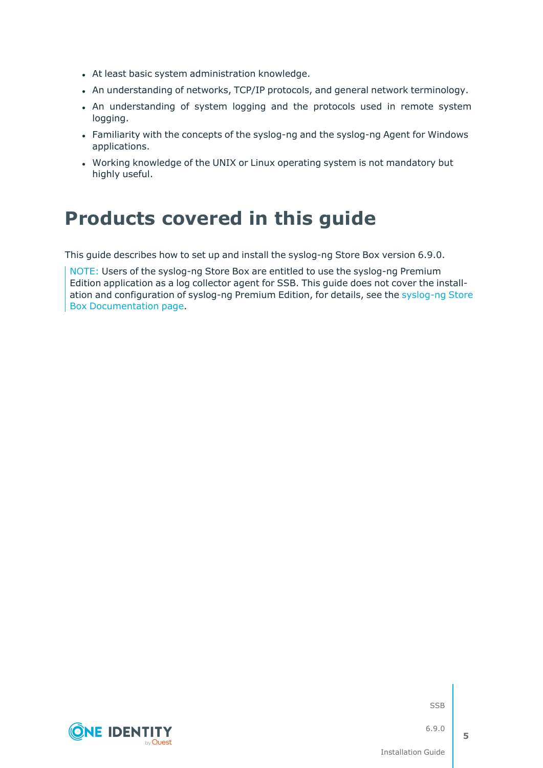- At least basic system administration knowledge.
- An understanding of networks, TCP/IP protocols, and general network terminology.
- An understanding of system logging and the protocols used in remote system logging.
- Familiarity with the concepts of the syslog-ng and the syslog-ng Agent for Windows applications.
- Working knowledge of the UNIX or Linux operating system is not mandatory but highly useful.

# Products covered in this guide

This guide describes how to set up and install the syslog-ng Store Box version 6.9.0.

> NOTE: Users of the syslog-ng Store Box are entitled to use the syslog-ng Premium Edition application as a log collector agent for SSB. This guide does not cover the installation and configuration of syslog-ng Premium Edition, for details, see the syslog-ng Store Box Documentation page.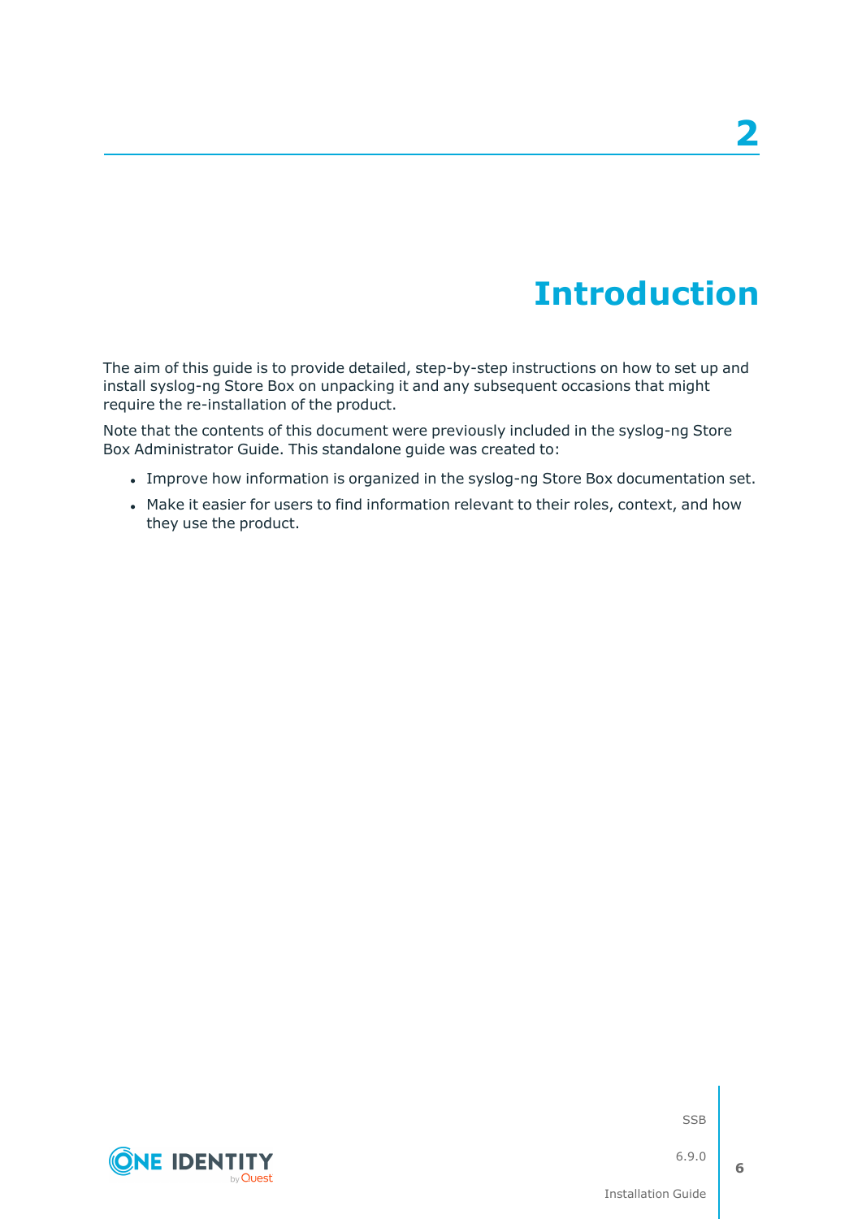# 2 Introduction

The aim of this guide is to provide detailed, step-by-step instructions on how to set up and install syslog-ng Store Box on unpacking it and any subsequent occasions that might require the re-installation of the product.

Note that the contents of this document were previously included in the syslog-ng Store Box Administrator Guide. This standalone guide was created to:

- Improve how information is organized in the syslog-ng Store Box documentation set.
- Make it easier for users to find information relevant to their roles, context, and how they use the product.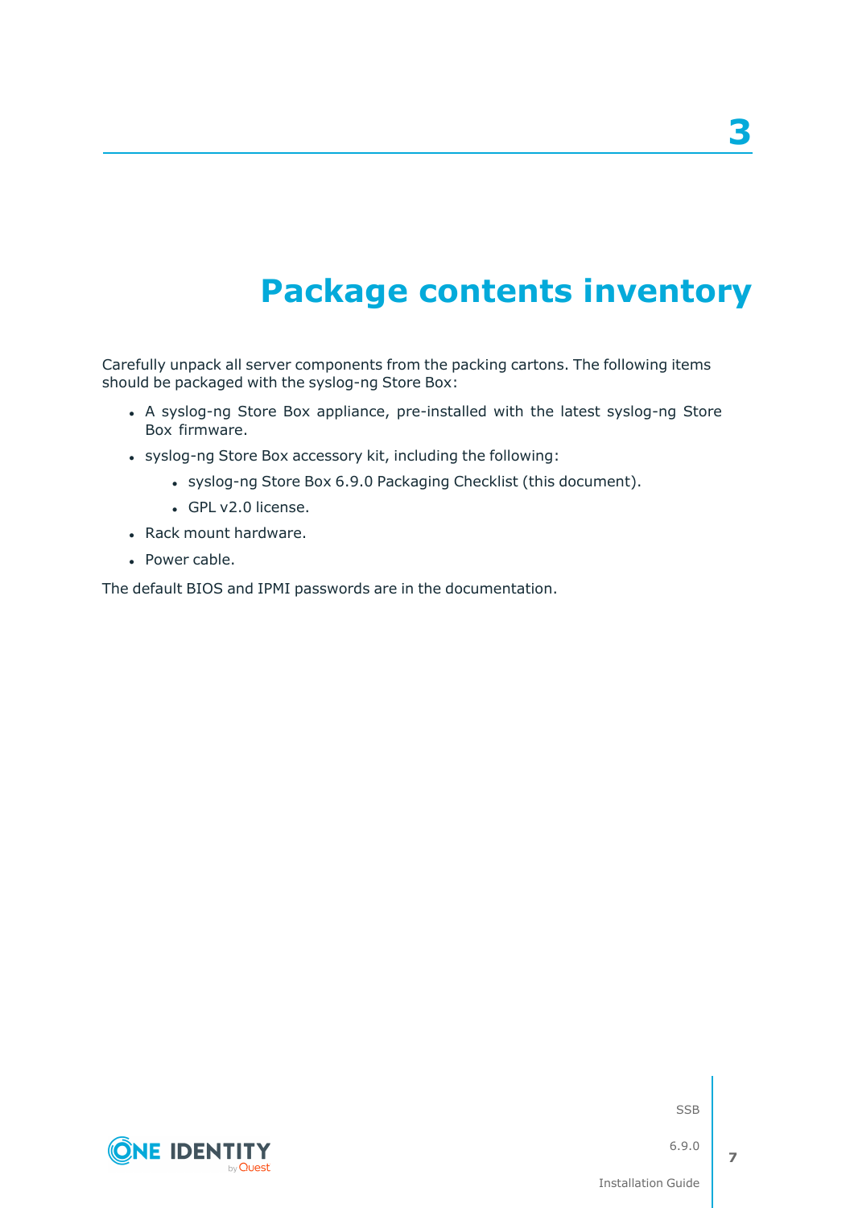# 3 Package contents inventory

Carefully unpack all server components from the packing cartons. The following items should be packaged with the syslog-ng Store Box:

- A syslog-ng Store Box appliance, pre-installed with the latest syslog-ng Store Box firmware.
- syslog-ng Store Box accessory kit, including the following:
  - syslog-ng Store Box 6.9.0 Packaging Checklist (this document).
  - GPL v2.0 license.
- Rack mount hardware.
- Power cable.

The default BIOS and IPMI passwords are in the documentation.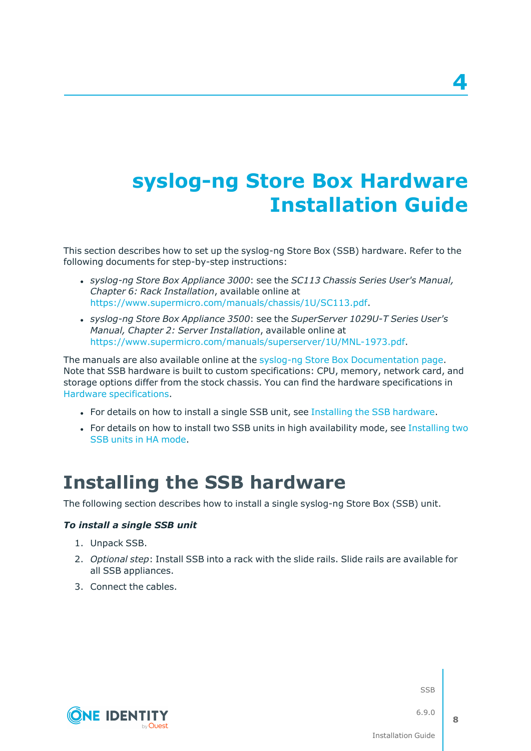# 4

# syslog-ng Store Box Hardware Installation Guide

This section describes how to set up the syslog-ng Store Box (SSB) hardware. Refer to the following documents for step-by-step instructions:

- *syslog-ng Store Box Appliance 3000*: see the *SC113 Chassis Series User's Manual, Chapter 6: Rack Installation*, available online at https://www.supermicro.com/manuals/chassis/1U/SC113.pdf.
- *syslog-ng Store Box Appliance 3500*: see the *SuperServer 1029U-T Series User's Manual, Chapter 2: Server Installation*, available online at https://www.supermicro.com/manuals/superserver/1U/MNL-1973.pdf.

The manuals are also available online at the syslog-ng Store Box Documentation page. Note that SSB hardware is built to custom specifications: CPU, memory, network card, and storage options differ from the stock chassis. You can find the hardware specifications in Hardware specifications.

- For details on how to install a single SSB unit, see Installing the SSB hardware.
- For details on how to install two SSB units in high availability mode, see Installing two SSB units in HA mode.

## Installing the SSB hardware

The following section describes how to install a single syslog-ng Store Box (SSB) unit.

***To install a single SSB unit***

1. Unpack SSB.
2. *Optional step*: Install SSB into a rack with the slide rails. Slide rails are available for all SSB appliances.
3. Connect the cables.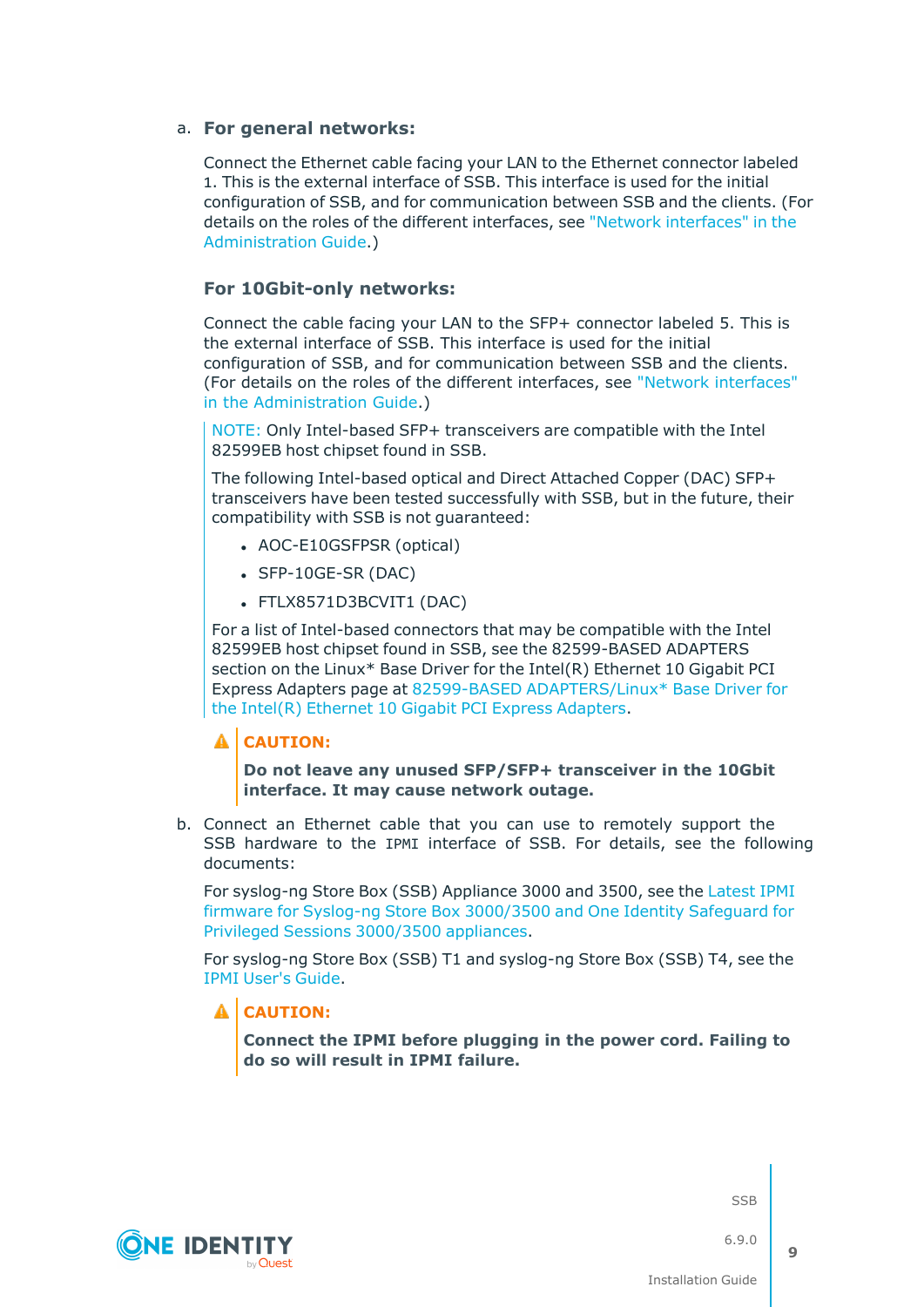a. **For general networks:**

   Connect the Ethernet cable facing your LAN to the Ethernet connector labeled 1. This is the external interface of SSB. This interface is used for the initial configuration of SSB, and for communication between SSB and the clients. (For details on the roles of the different interfaces, see "Network interfaces" in the Administration Guide.)

   **For 10Gbit-only networks:**

   Connect the cable facing your LAN to the SFP+ connector labeled 5. This is the external interface of SSB. This interface is used for the initial configuration of SSB, and for communication between SSB and the clients. (For details on the roles of the different interfaces, see "Network interfaces" in the Administration Guide.)

   > NOTE: Only Intel-based SFP+ transceivers are compatible with the Intel 82599EB host chipset found in SSB.
   >
   > The following Intel-based optical and Direct Attached Copper (DAC) SFP+ transceivers have been tested successfully with SSB, but in the future, their compatibility with SSB is not guaranteed:
   >
   > - AOC-E10GSFPSR (optical)
   > - SFP-10GE-SR (DAC)
   > - FTLX8571D3BCVIT1 (DAC)
   >
   > For a list of Intel-based connectors that may be compatible with the Intel 82599EB host chipset found in SSB, see the 82599-BASED ADAPTERS section on the Linux* Base Driver for the Intel(R) Ethernet 10 Gigabit PCI Express Adapters page at 82599-BASED ADAPTERS/Linux* Base Driver for the Intel(R) Ethernet 10 Gigabit PCI Express Adapters.

   > **CAUTION:**
   >
   > **Do not leave any unused SFP/SFP+ transceiver in the 10Gbit interface. It may cause network outage.**

b. Connect an Ethernet cable that you can use to remotely support the SSB hardware to the `IPMI` interface of SSB. For details, see the following documents:

   For syslog-ng Store Box (SSB) Appliance 3000 and 3500, see the Latest IPMI firmware for Syslog-ng Store Box 3000/3500 and One Identity Safeguard for Privileged Sessions 3000/3500 appliances.

   For syslog-ng Store Box (SSB) T1 and syslog-ng Store Box (SSB) T4, see the IPMI User's Guide.

   > **CAUTION:**
   >
   > **Connect the IPMI before plugging in the power cord. Failing to do so will result in IPMI failure.**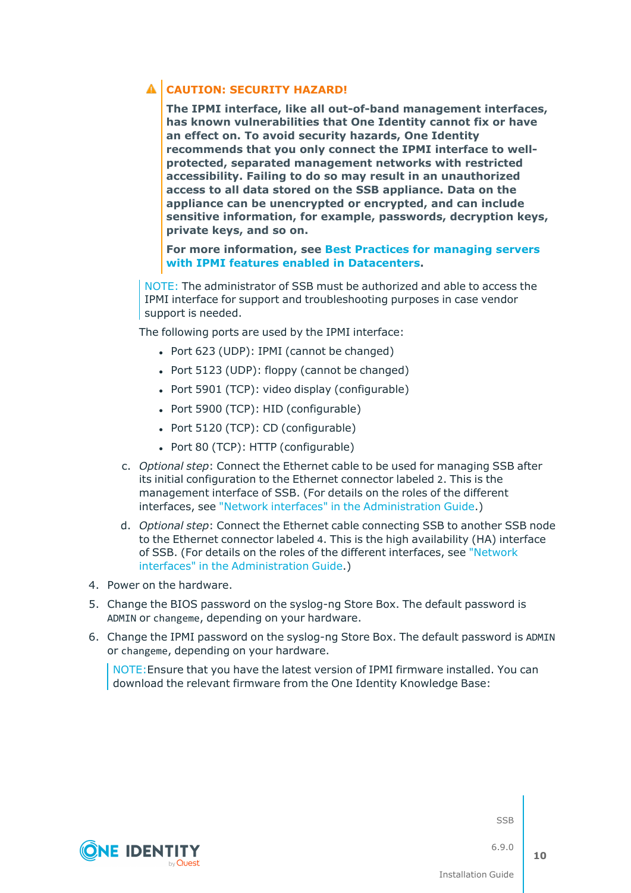> **CAUTION: SECURITY HAZARD!**
>
> **The IPMI interface, like all out-of-band management interfaces, has known vulnerabilities that One Identity cannot fix or have an effect on. To avoid security hazards, One Identity recommends that you only connect the IPMI interface to well-protected, separated management networks with restricted accessibility. Failing to do so may result in an unauthorized access to all data stored on the SSB appliance. Data on the appliance can be unencrypted or encrypted, and can include sensitive information, for example, passwords, decryption keys, private keys, and so on.**
>
> **For more information, see Best Practices for managing servers with IPMI features enabled in Datacenters.**

NOTE: The administrator of SSB must be authorized and able to access the IPMI interface for support and troubleshooting purposes in case vendor support is needed.

The following ports are used by the IPMI interface:

- Port 623 (UDP): IPMI (cannot be changed)
- Port 5123 (UDP): floppy (cannot be changed)
- Port 5901 (TCP): video display (configurable)
- Port 5900 (TCP): HID (configurable)
- Port 5120 (TCP): CD (configurable)
- Port 80 (TCP): HTTP (configurable)

c. *Optional step*: Connect the Ethernet cable to be used for managing SSB after its initial configuration to the Ethernet connector labeled `2`. This is the management interface of SSB. (For details on the roles of the different interfaces, see "Network interfaces" in the Administration Guide.)

d. *Optional step*: Connect the Ethernet cable connecting SSB to another SSB node to the Ethernet connector labeled `4`. This is the high availability (HA) interface of SSB. (For details on the roles of the different interfaces, see "Network interfaces" in the Administration Guide.)

4. Power on the hardware.
5. Change the BIOS password on the syslog-ng Store Box. The default password is `ADMIN` or `changeme`, depending on your hardware.
6. Change the IPMI password on the syslog-ng Store Box. The default password is `ADMIN` or `changeme`, depending on your hardware.

   NOTE: Ensure that you have the latest version of IPMI firmware installed. You can download the relevant firmware from the One Identity Knowledge Base: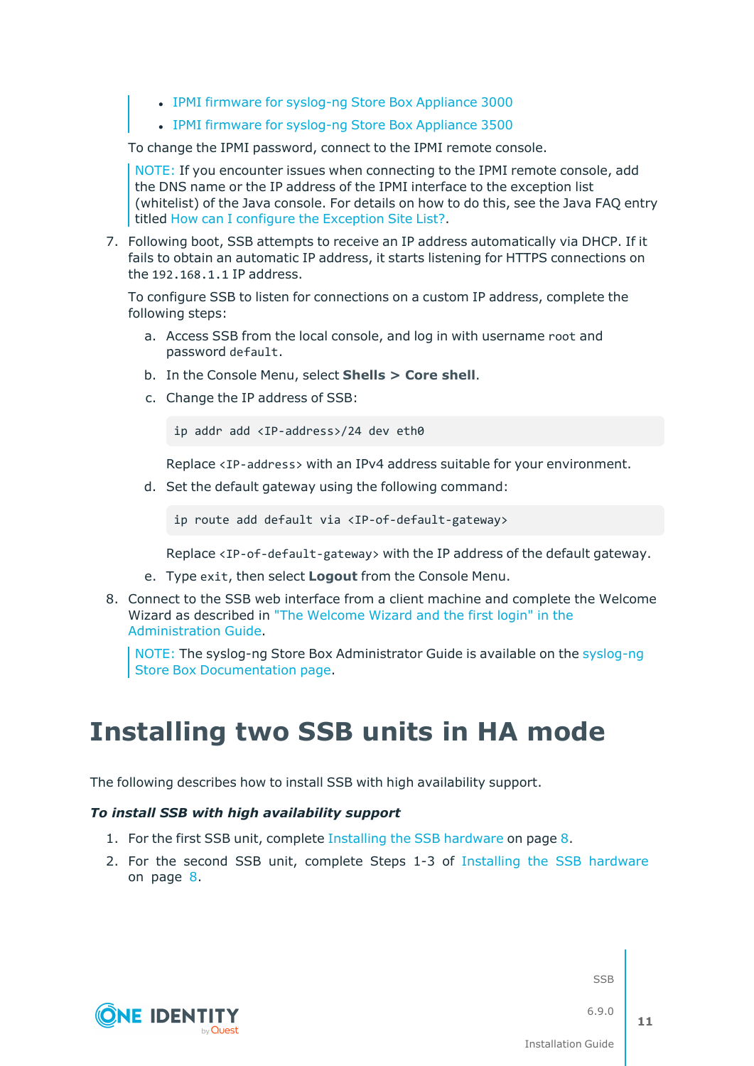- IPMI firmware for syslog-ng Store Box Appliance 3000
- IPMI firmware for syslog-ng Store Box Appliance 3500

To change the IPMI password, connect to the IPMI remote console.

> NOTE: If you encounter issues when connecting to the IPMI remote console, add the DNS name or the IP address of the IPMI interface to the exception list (whitelist) of the Java console. For details on how to do this, see the Java FAQ entry titled How can I configure the Exception Site List?.

7. Following boot, SSB attempts to receive an IP address automatically via DHCP. If it fails to obtain an automatic IP address, it starts listening for HTTPS connections on the `192.168.1.1` IP address.

   To configure SSB to listen for connections on a custom IP address, complete the following steps:

   a. Access SSB from the local console, and log in with username `root` and password `default`.

   b. In the Console Menu, select **Shells > Core shell**.

   c. Change the IP address of SSB:

   ```
   ip addr add <IP-address>/24 dev eth0
   ```

   Replace `<IP-address>` with an IPv4 address suitable for your environment.

   d. Set the default gateway using the following command:

   ```
   ip route add default via <IP-of-default-gateway>
   ```

   Replace `<IP-of-default-gateway>` with the IP address of the default gateway.

   e. Type `exit`, then select **Logout** from the Console Menu.

8. Connect to the SSB web interface from a client machine and complete the Welcome Wizard as described in "The Welcome Wizard and the first login" in the Administration Guide.

   > NOTE: The syslog-ng Store Box Administrator Guide is available on the syslog-ng Store Box Documentation page.

# Installing two SSB units in HA mode

The following describes how to install SSB with high availability support.

***To install SSB with high availability support***

1. For the first SSB unit, complete Installing the SSB hardware on page 8.
2. For the second SSB unit, complete Steps 1-3 of Installing the SSB hardware on page 8.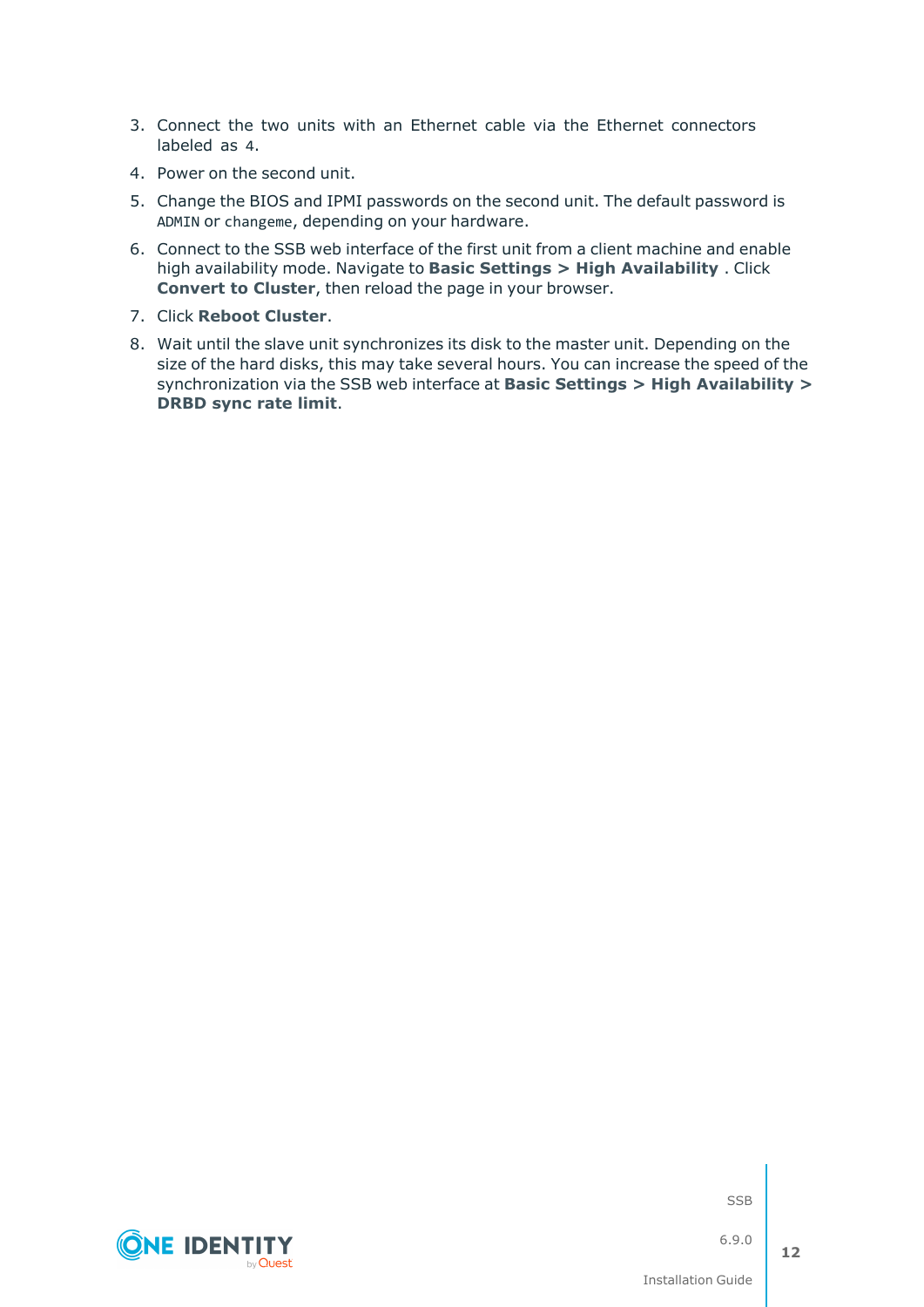3. Connect the two units with an Ethernet cable via the Ethernet connectors labeled as `4`.
4. Power on the second unit.
5. Change the BIOS and IPMI passwords on the second unit. The default password is `ADMIN` or `changeme`, depending on your hardware.
6. Connect to the SSB web interface of the first unit from a client machine and enable high availability mode. Navigate to **Basic Settings > High Availability** . Click **Convert to Cluster**, then reload the page in your browser.
7. Click **Reboot Cluster**.
8. Wait until the slave unit synchronizes its disk to the master unit. Depending on the size of the hard disks, this may take several hours. You can increase the speed of the synchronization via the SSB web interface at **Basic Settings > High Availability > DRBD sync rate limit**.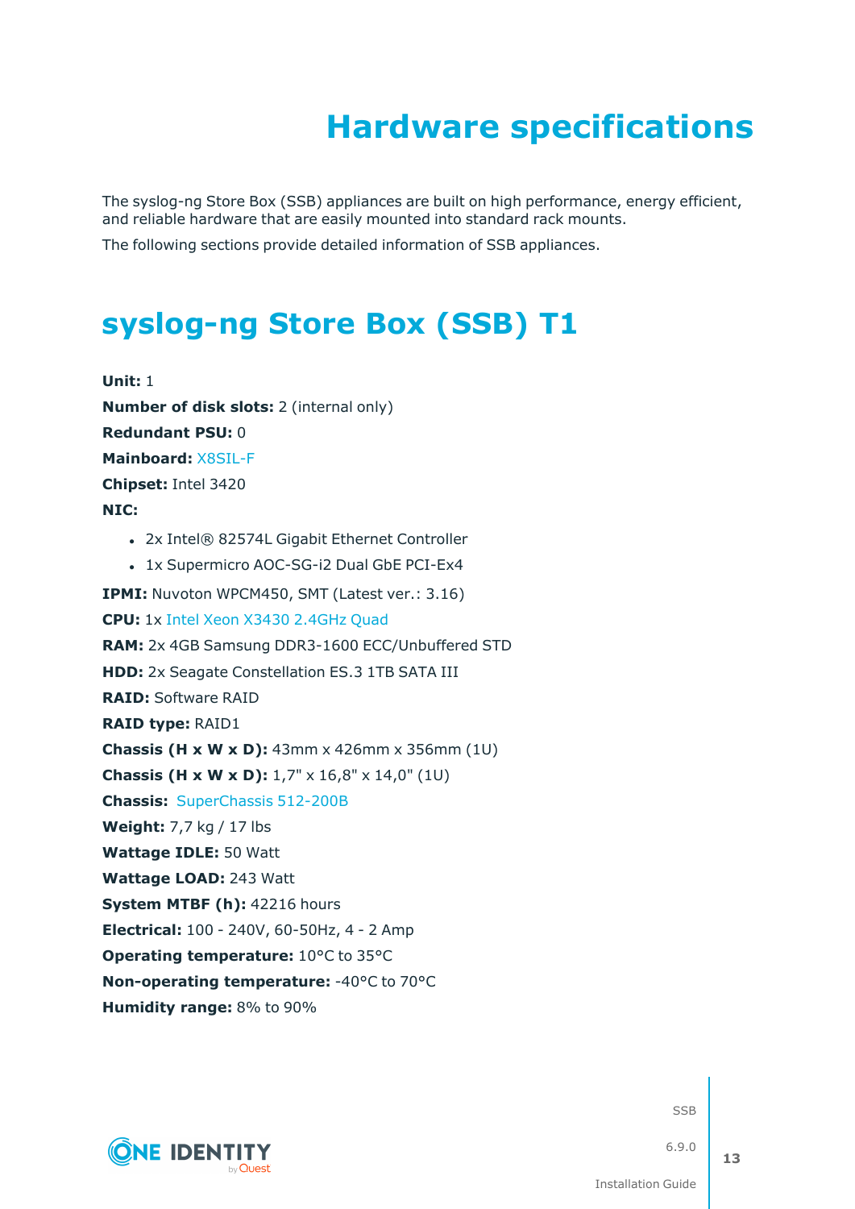# Hardware specifications

The syslog-ng Store Box (SSB) appliances are built on high performance, energy efficient, and reliable hardware that are easily mounted into standard rack mounts.

The following sections provide detailed information of SSB appliances.

## syslog-ng Store Box (SSB) T1

**Unit:** 1

**Number of disk slots:** 2 (internal only)

**Redundant PSU:** 0

**Mainboard:** X8SIL-F

**Chipset:** Intel 3420

**NIC:**

- 2x Intel® 82574L Gigabit Ethernet Controller
- 1x Supermicro AOC-SG-i2 Dual GbE PCI-Ex4

**IPMI:** Nuvoton WPCM450, SMT (Latest ver.: 3.16)

**CPU:** 1x Intel Xeon X3430 2.4GHz Quad

**RAM:** 2x 4GB Samsung DDR3-1600 ECC/Unbuffered STD

**HDD:** 2x Seagate Constellation ES.3 1TB SATA III

**RAID:** Software RAID

**RAID type:** RAID1

**Chassis (H x W x D):** 43mm x 426mm x 356mm (1U)

**Chassis (H x W x D):** 1,7" x 16,8" x 14,0" (1U)

**Chassis:** SuperChassis 512-200B

**Weight:** 7,7 kg / 17 lbs

**Wattage IDLE:** 50 Watt

**Wattage LOAD:** 243 Watt

**System MTBF (h):** 42216 hours

**Electrical:** 100 - 240V, 60-50Hz, 4 - 2 Amp

**Operating temperature:** 10°C to 35°C

**Non-operating temperature:** -40°C to 70°C

**Humidity range:** 8% to 90%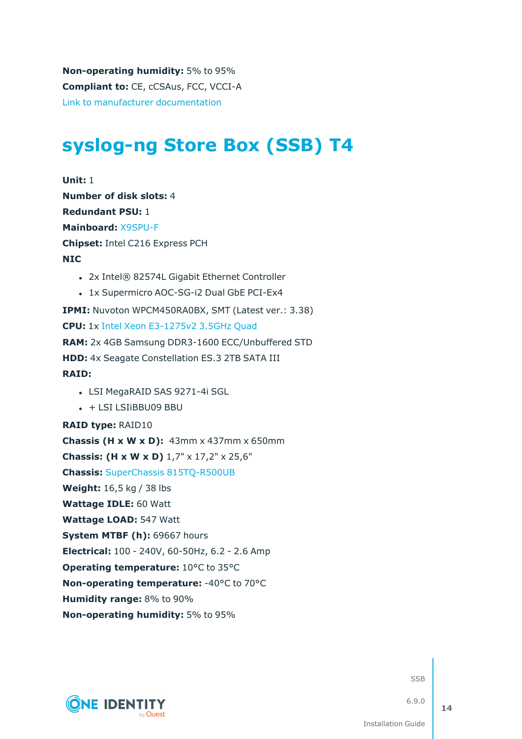**Non-operating humidity:** 5% to 95%

**Compliant to:** CE, cCSAus, FCC, VCCI-A

Link to manufacturer documentation

# syslog-ng Store Box (SSB) T4

**Unit:** 1

**Number of disk slots:** 4

**Redundant PSU:** 1

**Mainboard:** X9SPU-F

**Chipset:** Intel C216 Express PCH

**NIC**

- 2x Intel® 82574L Gigabit Ethernet Controller
- 1x Supermicro AOC-SG-i2 Dual GbE PCI-Ex4

**IPMI:** Nuvoton WPCM450RA0BX, SMT (Latest ver.: 3.38)

**CPU:** 1x Intel Xeon E3-1275v2 3.5GHz Quad

**RAM:** 2x 4GB Samsung DDR3-1600 ECC/Unbuffered STD

**HDD:** 4x Seagate Constellation ES.3 2TB SATA III

**RAID:**

- LSI MegaRAID SAS 9271-4i SGL
- + LSI LSIiBBU09 BBU

**RAID type:** RAID10

**Chassis (H x W x D):** 43mm x 437mm x 650mm

**Chassis: (H x W x D)** 1,7" x 17,2" x 25,6"

**Chassis:** SuperChassis 815TQ-R500UB

**Weight:** 16,5 kg / 38 lbs

**Wattage IDLE:** 60 Watt

**Wattage LOAD:** 547 Watt

**System MTBF (h):** 69667 hours

**Electrical:** 100 - 240V, 60-50Hz, 6.2 - 2.6 Amp

**Operating temperature:** 10°C to 35°C

**Non-operating temperature:** -40°C to 70°C

**Humidity range:** 8% to 90%

**Non-operating humidity:** 5% to 95%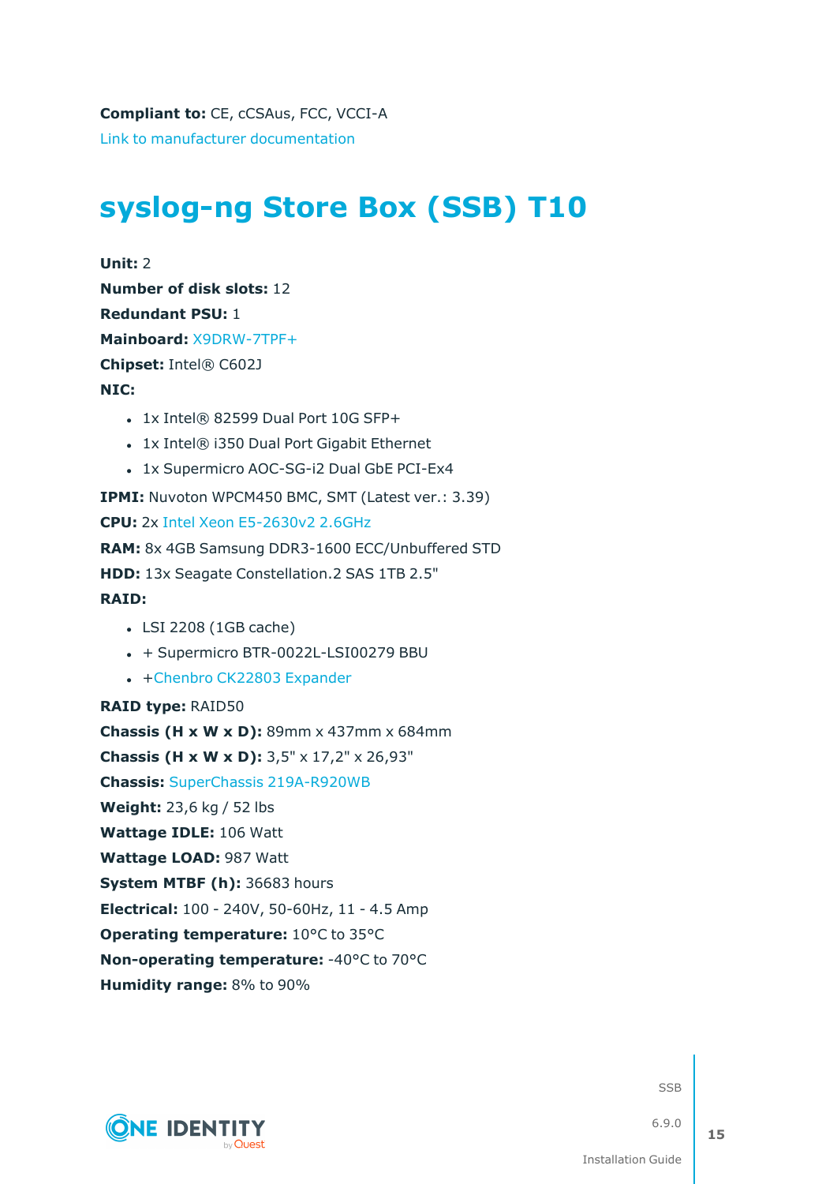**Compliant to:** CE, cCSAus, FCC, VCCI-A

Link to manufacturer documentation

## syslog-ng Store Box (SSB) T10

**Unit:** 2

**Number of disk slots:** 12

**Redundant PSU:** 1

**Mainboard:** X9DRW-7TPF+

**Chipset:** Intel® C602J

**NIC:**

- 1x Intel® 82599 Dual Port 10G SFP+
- 1x Intel® i350 Dual Port Gigabit Ethernet
- 1x Supermicro AOC-SG-i2 Dual GbE PCI-Ex4

**IPMI:** Nuvoton WPCM450 BMC, SMT (Latest ver.: 3.39)

**CPU:** 2x Intel Xeon E5-2630v2 2.6GHz

**RAM:** 8x 4GB Samsung DDR3-1600 ECC/Unbuffered STD

**HDD:** 13x Seagate Constellation.2 SAS 1TB 2.5"

**RAID:**

- LSI 2208 (1GB cache)
- + Supermicro BTR-0022L-LSI00279 BBU
- +Chenbro CK22803 Expander

**RAID type:** RAID50

**Chassis (H x W x D):** 89mm x 437mm x 684mm

**Chassis (H x W x D):** 3,5" x 17,2" x 26,93"

**Chassis:** SuperChassis 219A-R920WB

**Weight:** 23,6 kg / 52 lbs

**Wattage IDLE:** 106 Watt

**Wattage LOAD:** 987 Watt

**System MTBF (h):** 36683 hours

**Electrical:** 100 - 240V, 50-60Hz, 11 - 4.5 Amp

**Operating temperature:** 10°C to 35°C

**Non-operating temperature:** -40°C to 70°C

**Humidity range:** 8% to 90%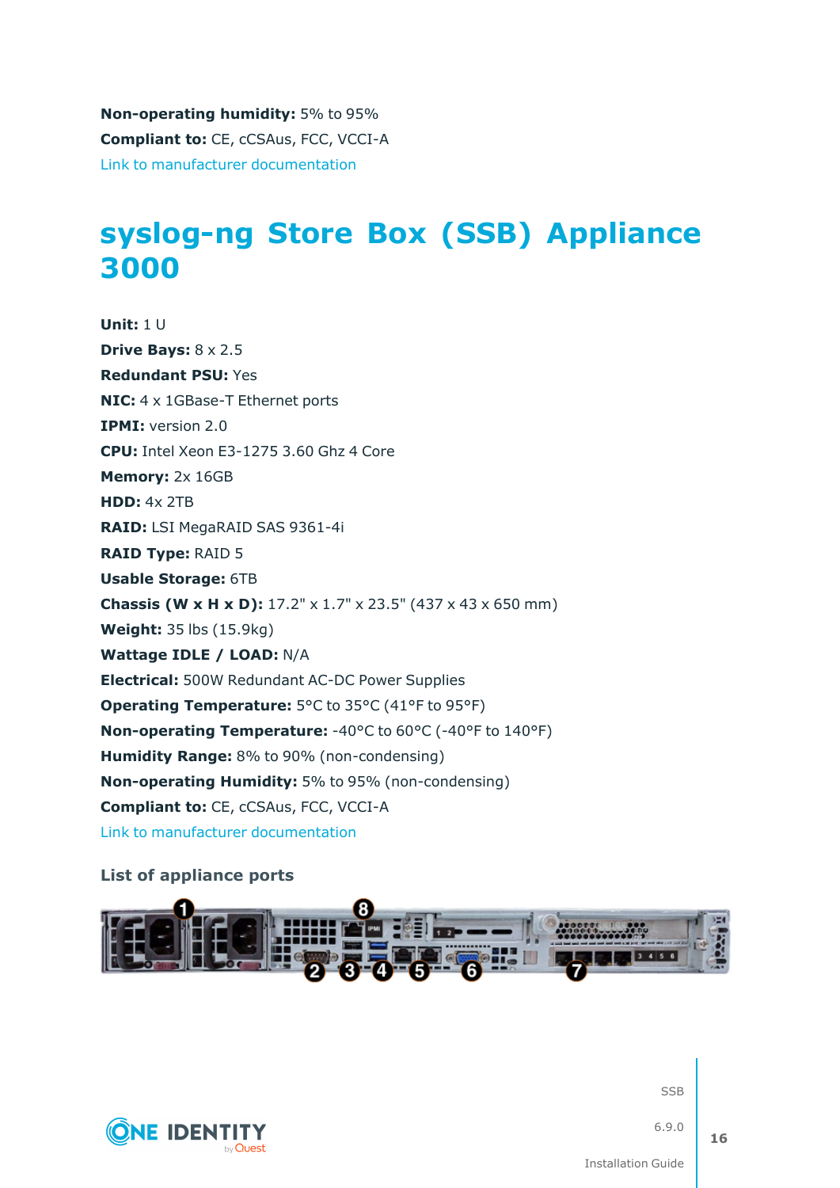**Non-operating humidity:** 5% to 95%

**Compliant to:** CE, cCSAus, FCC, VCCI-A

Link to manufacturer documentation

# syslog-ng Store Box (SSB) Appliance 3000

**Unit:** 1 U

**Drive Bays:** 8 x 2.5

**Redundant PSU:** Yes

**NIC:** 4 x 1GBase-T Ethernet ports

**IPMI:** version 2.0

**CPU:** Intel Xeon E3-1275 3.60 Ghz 4 Core

**Memory:** 2x 16GB

**HDD:** 4x 2TB

**RAID:** LSI MegaRAID SAS 9361-4i

**RAID Type:** RAID 5

**Usable Storage:** 6TB

**Chassis (W x H x D):** 17.2" x 1.7" x 23.5" (437 x 43 x 650 mm)

**Weight:** 35 lbs (15.9kg)

**Wattage IDLE / LOAD:** N/A

**Electrical:** 500W Redundant AC-DC Power Supplies

**Operating Temperature:** 5°C to 35°C (41°F to 95°F)

**Non-operating Temperature:** -40°C to 60°C (-40°F to 140°F)

**Humidity Range:** 8% to 90% (non-condensing)

**Non-operating Humidity:** 5% to 95% (non-condensing)

**Compliant to:** CE, cCSAus, FCC, VCCI-A

Link to manufacturer documentation

### List of appliance ports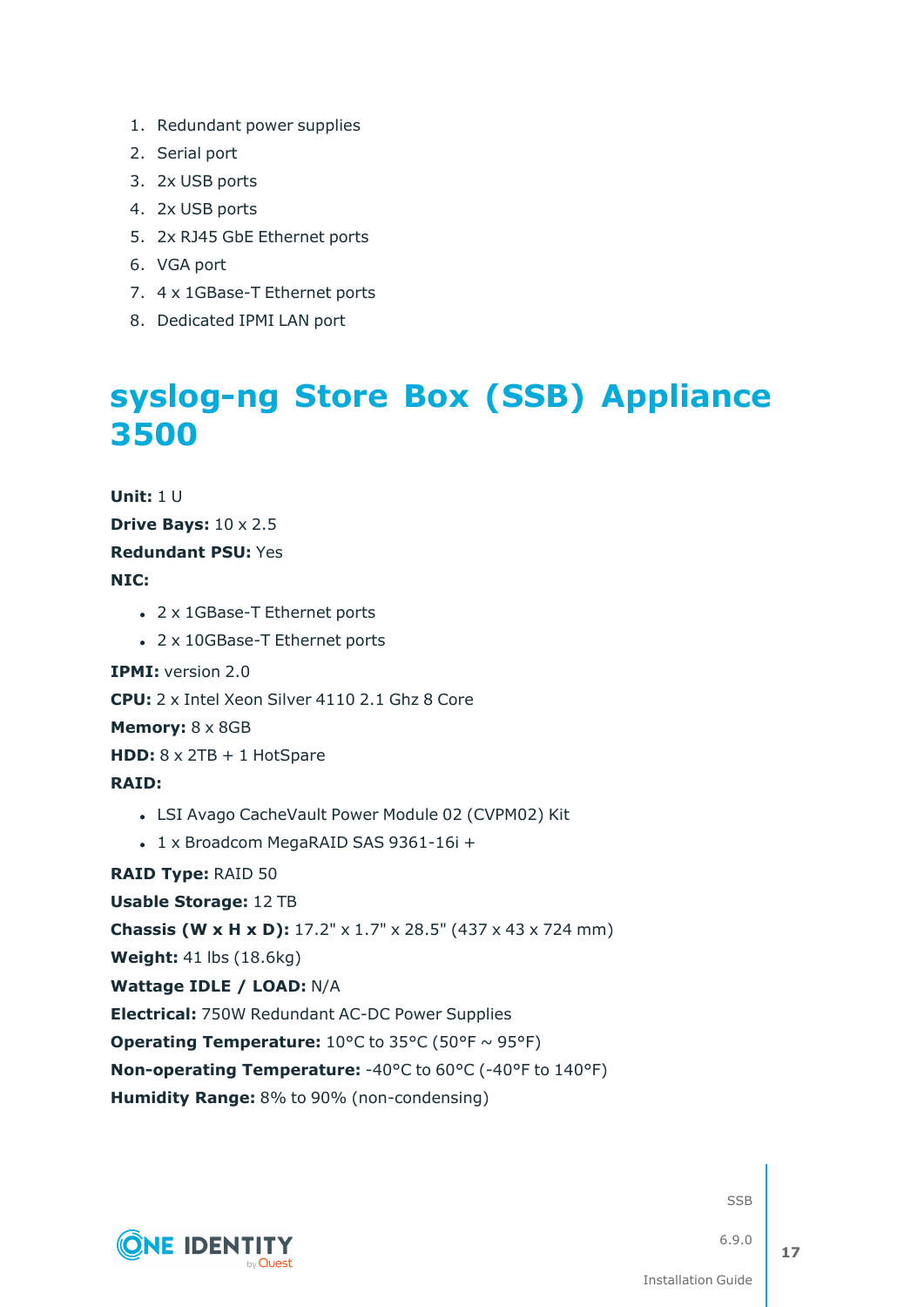1. Redundant power supplies
2. Serial port
3. 2x USB ports
4. 2x USB ports
5. 2x RJ45 GbE Ethernet ports
6. VGA port
7. 4 x 1GBase-T Ethernet ports
8. Dedicated IPMI LAN port

# syslog-ng Store Box (SSB) Appliance 3500

**Unit:** 1 U

**Drive Bays:** 10 x 2.5

**Redundant PSU:** Yes

**NIC:**

- 2 x 1GBase-T Ethernet ports
- 2 x 10GBase-T Ethernet ports

**IPMI:** version 2.0

**CPU:** 2 x Intel Xeon Silver 4110 2.1 Ghz 8 Core

**Memory:** 8 x 8GB

**HDD:** 8 x 2TB + 1 HotSpare

**RAID:**

- LSI Avago CacheVault Power Module 02 (CVPM02) Kit
- 1 x Broadcom MegaRAID SAS 9361-16i +

**RAID Type:** RAID 50

**Usable Storage:** 12 TB

**Chassis (W x H x D):** 17.2" x 1.7" x 28.5" (437 x 43 x 724 mm)

**Weight:** 41 lbs (18.6kg)

**Wattage IDLE / LOAD:** N/A

**Electrical:** 750W Redundant AC-DC Power Supplies

**Operating Temperature:** 10°C to 35°C (50°F ~ 95°F)

**Non-operating Temperature:** -40°C to 60°C (-40°F to 140°F)

**Humidity Range:** 8% to 90% (non-condensing)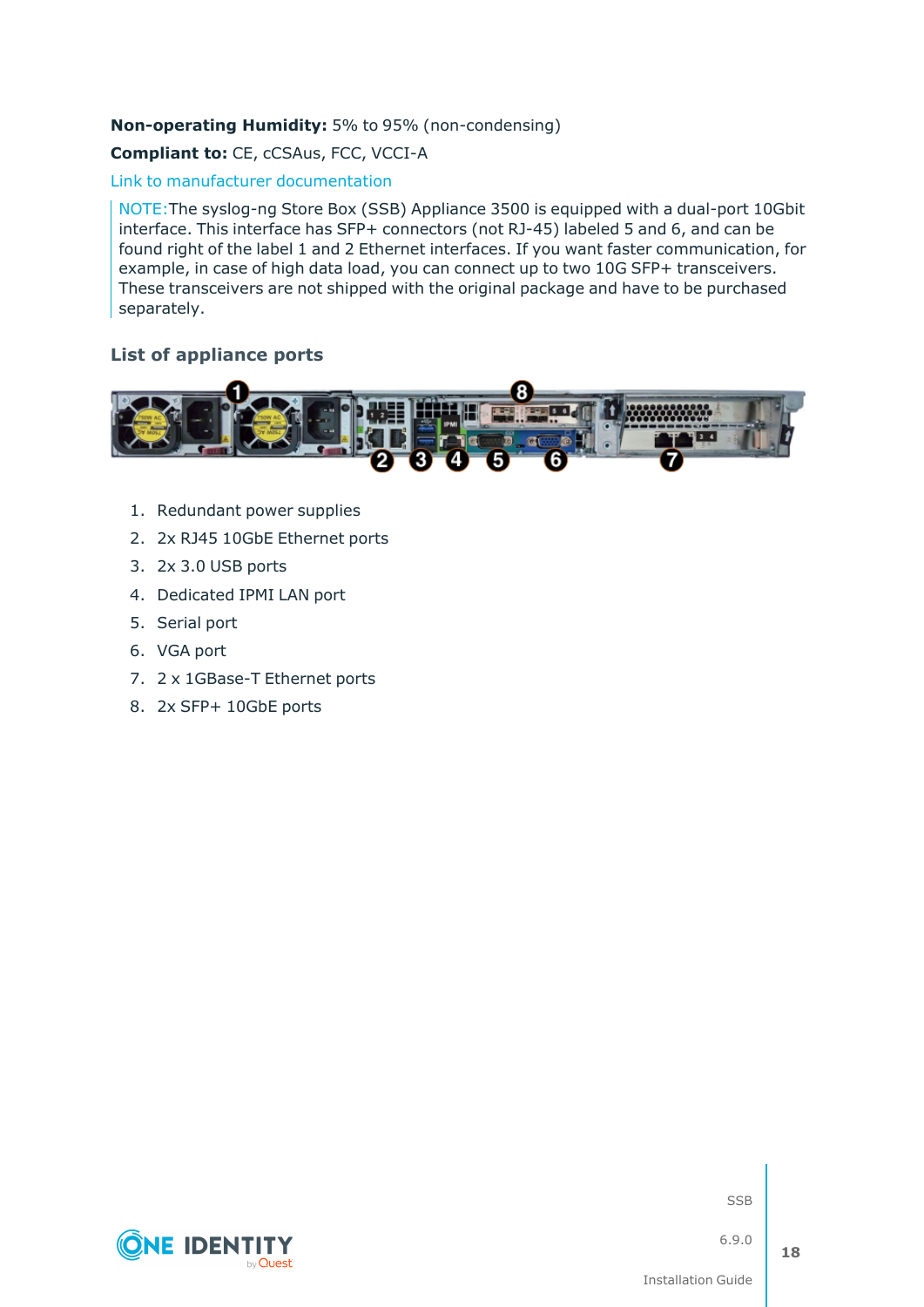**Non-operating Humidity:** 5% to 95% (non-condensing)

**Compliant to:** CE, cCSAus, FCC, VCCI-A

Link to manufacturer documentation

> NOTE:The syslog-ng Store Box (SSB) Appliance 3500 is equipped with a dual-port 10Gbit interface. This interface has SFP+ connectors (not RJ-45) labeled 5 and 6, and can be found right of the label 1 and 2 Ethernet interfaces. If you want faster communication, for example, in case of high data load, you can connect up to two 10G SFP+ transceivers. These transceivers are not shipped with the original package and have to be purchased separately.

### List of appliance ports

1. Redundant power supplies
2. 2x RJ45 10GbE Ethernet ports
3. 2x 3.0 USB ports
4. Dedicated IPMI LAN port
5. Serial port
6. VGA port
7. 2 x 1GBase-T Ethernet ports
8. 2x SFP+ 10GbE ports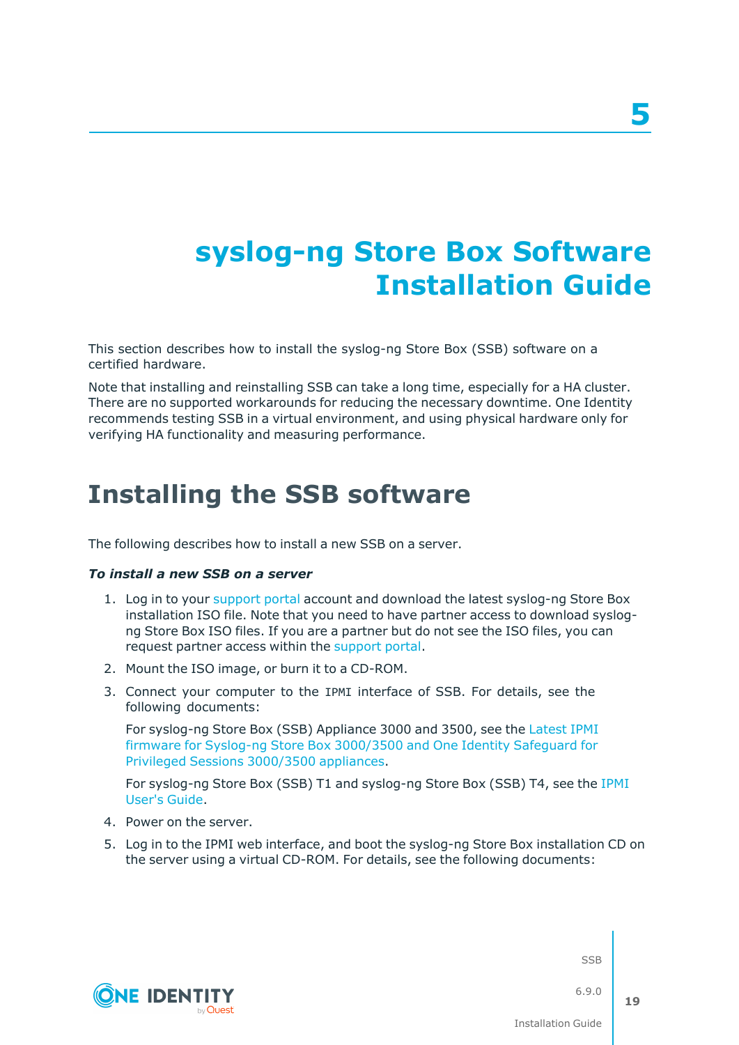# 5

# syslog-ng Store Box Software Installation Guide

This section describes how to install the syslog-ng Store Box (SSB) software on a certified hardware.

Note that installing and reinstalling SSB can take a long time, especially for a HA cluster. There are no supported workarounds for reducing the necessary downtime. One Identity recommends testing SSB in a virtual environment, and using physical hardware only for verifying HA functionality and measuring performance.

## Installing the SSB software

The following describes how to install a new SSB on a server.

***To install a new SSB on a server***

1. Log in to your support portal account and download the latest syslog-ng Store Box installation ISO file. Note that you need to have partner access to download syslog-ng Store Box ISO files. If you are a partner but do not see the ISO files, you can request partner access within the support portal.
2. Mount the ISO image, or burn it to a CD-ROM.
3. Connect your computer to the `IPMI` interface of SSB. For details, see the following documents:

   For syslog-ng Store Box (SSB) Appliance 3000 and 3500, see the Latest IPMI firmware for Syslog-ng Store Box 3000/3500 and One Identity Safeguard for Privileged Sessions 3000/3500 appliances.

   For syslog-ng Store Box (SSB) T1 and syslog-ng Store Box (SSB) T4, see the IPMI User's Guide.
4. Power on the server.
5. Log in to the IPMI web interface, and boot the syslog-ng Store Box installation CD on the server using a virtual CD-ROM. For details, see the following documents: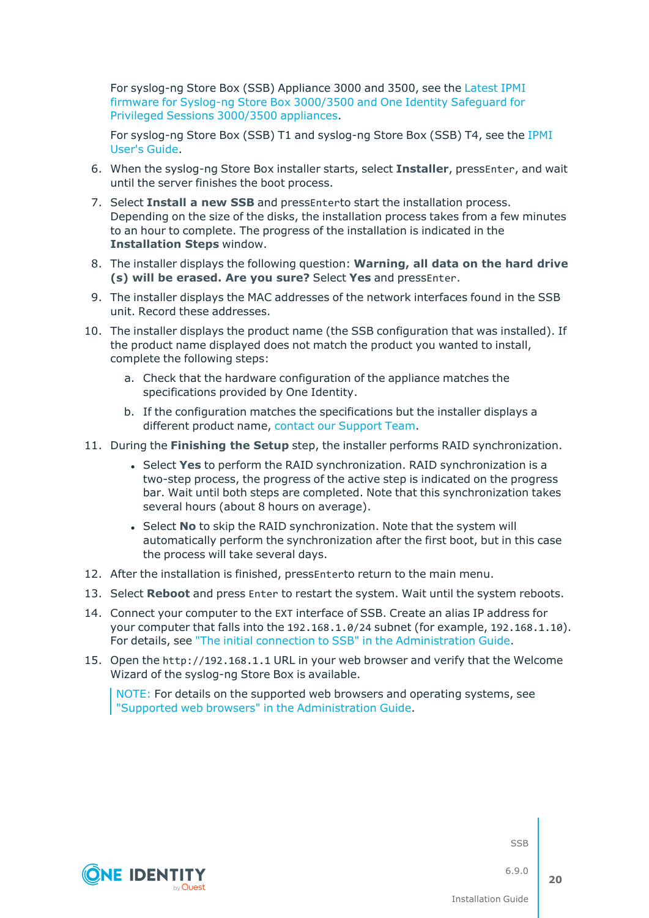For syslog-ng Store Box (SSB) Appliance 3000 and 3500, see the Latest IPMI firmware for Syslog-ng Store Box 3000/3500 and One Identity Safeguard for Privileged Sessions 3000/3500 appliances.

For syslog-ng Store Box (SSB) T1 and syslog-ng Store Box (SSB) T4, see the IPMI User's Guide.

6. When the syslog-ng Store Box installer starts, select **Installer**, press`Enter`, and wait until the server finishes the boot process.
7. Select **Install a new SSB** and press`Enter`to start the installation process. Depending on the size of the disks, the installation process takes from a few minutes to an hour to complete. The progress of the installation is indicated in the **Installation Steps** window.
8. The installer displays the following question: **Warning, all data on the hard drive (s) will be erased. Are you sure?** Select **Yes** and press`Enter`.
9. The installer displays the MAC addresses of the network interfaces found in the SSB unit. Record these addresses.
10. The installer displays the product name (the SSB configuration that was installed). If the product name displayed does not match the product you wanted to install, complete the following steps:
    a. Check that the hardware configuration of the appliance matches the specifications provided by One Identity.
    b. If the configuration matches the specifications but the installer displays a different product name, contact our Support Team.
11. During the **Finishing the Setup** step, the installer performs RAID synchronization.
    - Select **Yes** to perform the RAID synchronization. RAID synchronization is a two-step process, the progress of the active step is indicated on the progress bar. Wait until both steps are completed. Note that this synchronization takes several hours (about 8 hours on average).
    - Select **No** to skip the RAID synchronization. Note that the system will automatically perform the synchronization after the first boot, but in this case the process will take several days.
12. After the installation is finished, press`Enter`to return to the main menu.
13. Select **Reboot** and press `Enter` to restart the system. Wait until the system reboots.
14. Connect your computer to the `EXT` interface of SSB. Create an alias IP address for your computer that falls into the `192.168.1.0/24` subnet (for example, `192.168.1.10`). For details, see "The initial connection to SSB" in the Administration Guide.
15. Open the `http://192.168.1.1` URL in your web browser and verify that the Welcome Wizard of the syslog-ng Store Box is available.

    NOTE: For details on the supported web browsers and operating systems, see "Supported web browsers" in the Administration Guide.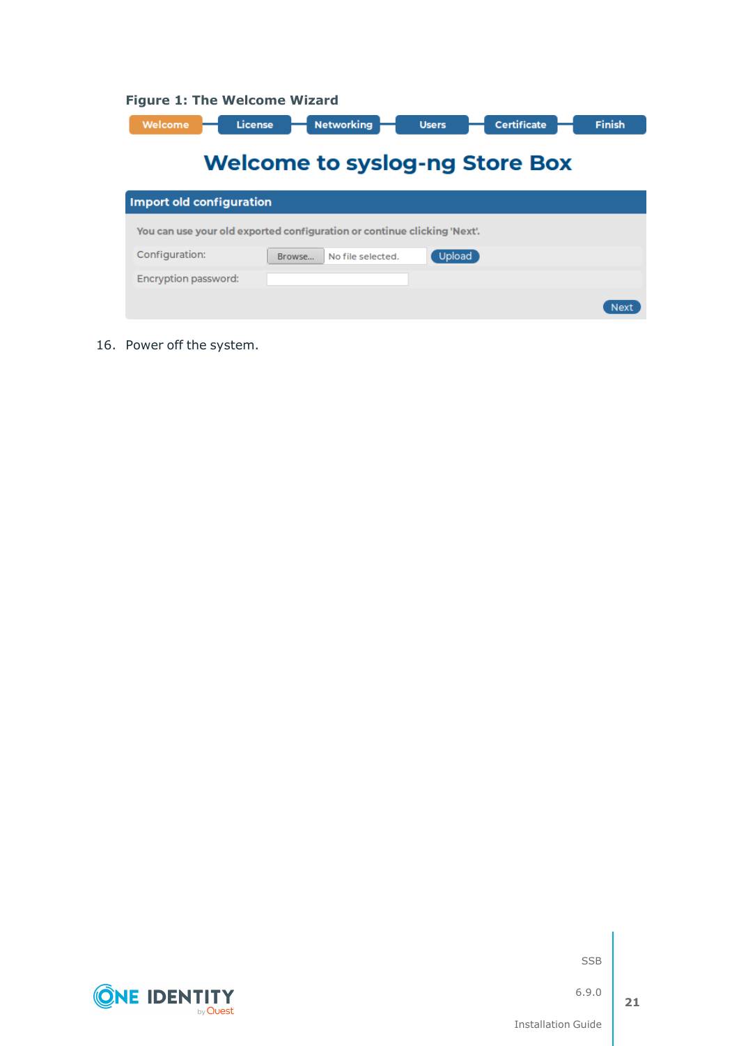**Figure 1: The Welcome Wizard**

16. Power off the system.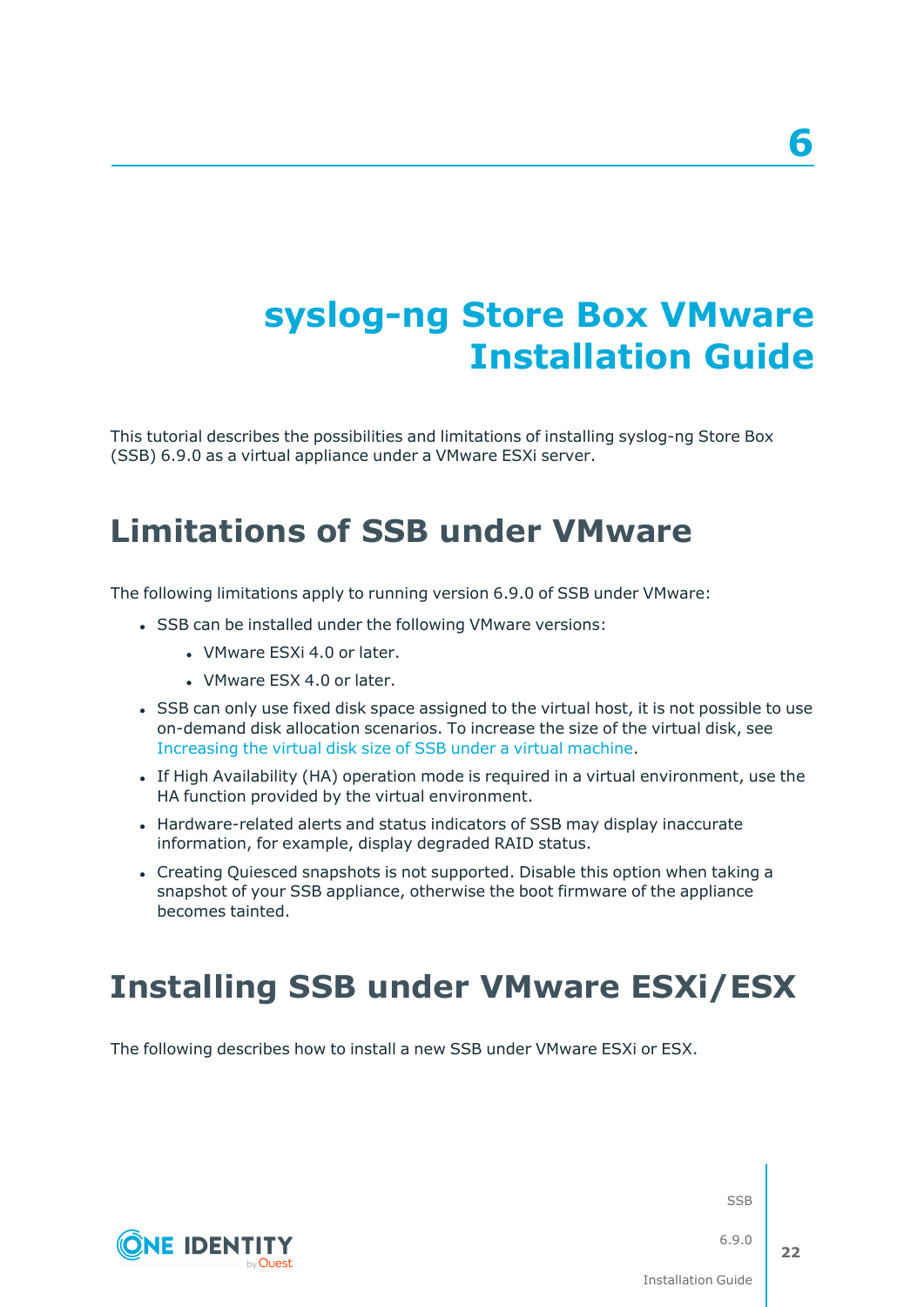# 6

# syslog-ng Store Box VMware Installation Guide

This tutorial describes the possibilities and limitations of installing syslog-ng Store Box (SSB) 6.9.0 as a virtual appliance under a VMware ESXi server.

## Limitations of SSB under VMware

The following limitations apply to running version 6.9.0 of SSB under VMware:

- SSB can be installed under the following VMware versions:
  - VMware ESXi 4.0 or later.
  - VMware ESX 4.0 or later.
- SSB can only use fixed disk space assigned to the virtual host, it is not possible to use on-demand disk allocation scenarios. To increase the size of the virtual disk, see Increasing the virtual disk size of SSB under a virtual machine.
- If High Availability (HA) operation mode is required in a virtual environment, use the HA function provided by the virtual environment.
- Hardware-related alerts and status indicators of SSB may display inaccurate information, for example, display degraded RAID status.
- Creating Quiesced snapshots is not supported. Disable this option when taking a snapshot of your SSB appliance, otherwise the boot firmware of the appliance becomes tainted.

## Installing SSB under VMware ESXi/ESX

The following describes how to install a new SSB under VMware ESXi or ESX.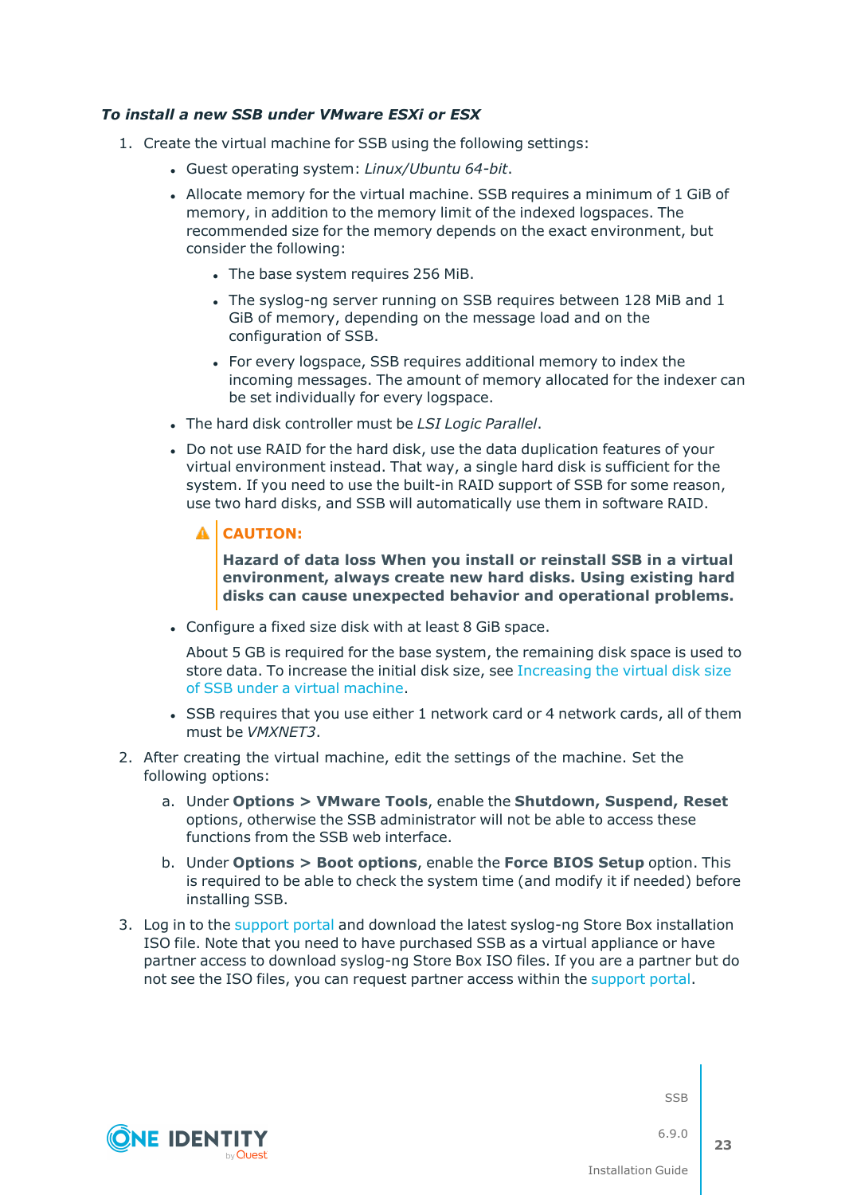***To install a new SSB under VMware ESXi or ESX***

1. Create the virtual machine for SSB using the following settings:

   - Guest operating system: *Linux/Ubuntu 64-bit*.
   - Allocate memory for the virtual machine. SSB requires a minimum of 1 GiB of memory, in addition to the memory limit of the indexed logspaces. The recommended size for the memory depends on the exact environment, but consider the following:
     - The base system requires 256 MiB.
     - The syslog-ng server running on SSB requires between 128 MiB and 1 GiB of memory, depending on the message load and on the configuration of SSB.
     - For every logspace, SSB requires additional memory to index the incoming messages. The amount of memory allocated for the indexer can be set individually for every logspace.
   - The hard disk controller must be *LSI Logic Parallel*.
   - Do not use RAID for the hard disk, use the data duplication features of your virtual environment instead. That way, a single hard disk is sufficient for the system. If you need to use the built-in RAID support of SSB for some reason, use two hard disks, and SSB will automatically use them in software RAID.

     > **CAUTION:**
     >
     > **Hazard of data loss When you install or reinstall SSB in a virtual environment, always create new hard disks. Using existing hard disks can cause unexpected behavior and operational problems.**

   - Configure a fixed size disk with at least 8 GiB space.

     About 5 GB is required for the base system, the remaining disk space is used to store data. To increase the initial disk size, see Increasing the virtual disk size of SSB under a virtual machine.

   - SSB requires that you use either 1 network card or 4 network cards, all of them must be *VMXNET3*.

2. After creating the virtual machine, edit the settings of the machine. Set the following options:

   a. Under **Options > VMware Tools**, enable the **Shutdown, Suspend, Reset** options, otherwise the SSB administrator will not be able to access these functions from the SSB web interface.

   b. Under **Options > Boot options**, enable the **Force BIOS Setup** option. This is required to be able to check the system time (and modify it if needed) before installing SSB.

3. Log in to the support portal and download the latest syslog-ng Store Box installation ISO file. Note that you need to have purchased SSB as a virtual appliance or have partner access to download syslog-ng Store Box ISO files. If you are a partner but do not see the ISO files, you can request partner access within the support portal.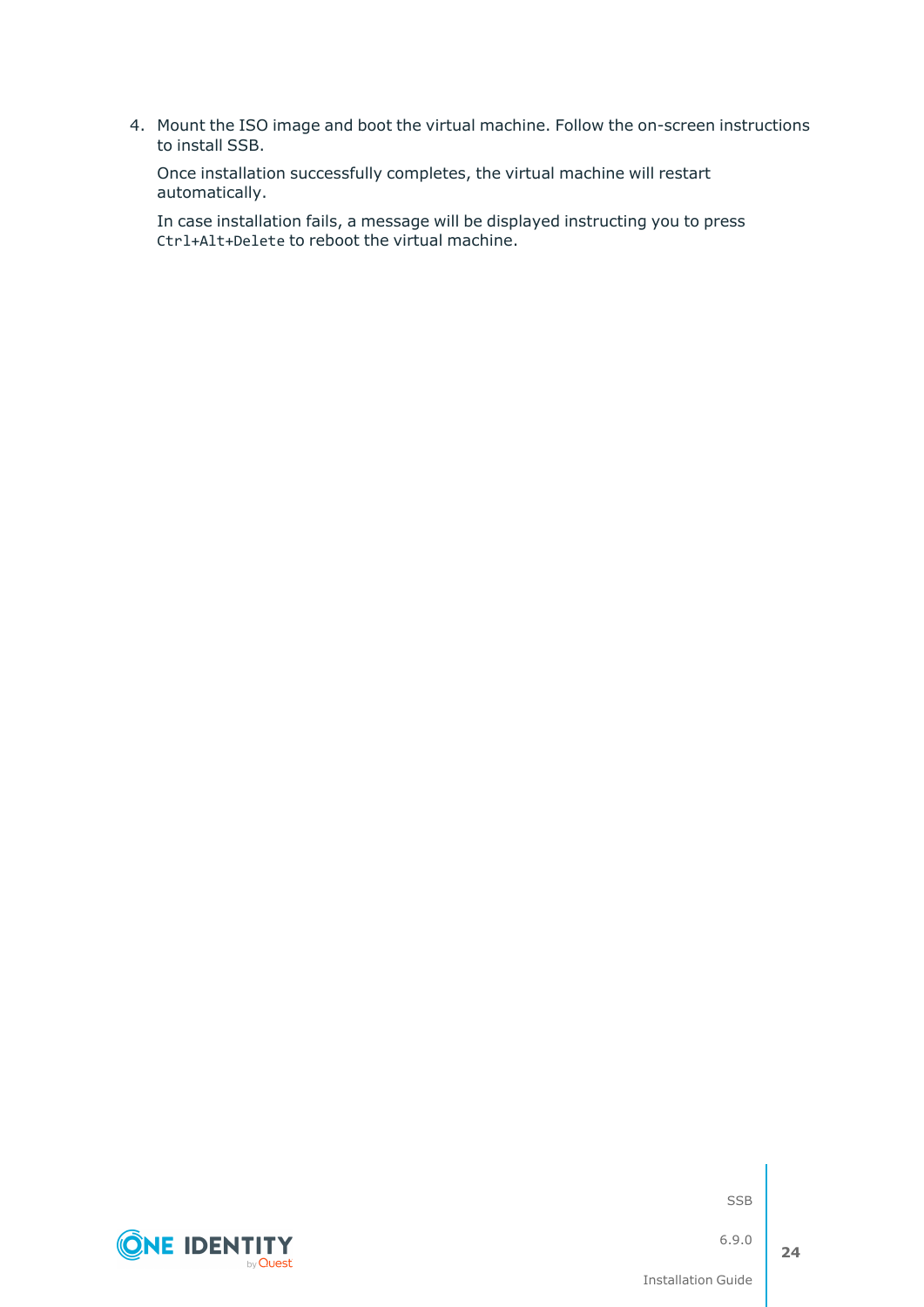4. Mount the ISO image and boot the virtual machine. Follow the on-screen instructions to install SSB.

   Once installation successfully completes, the virtual machine will restart automatically.

   In case installation fails, a message will be displayed instructing you to press `Ctrl+Alt+Delete` to reboot the virtual machine.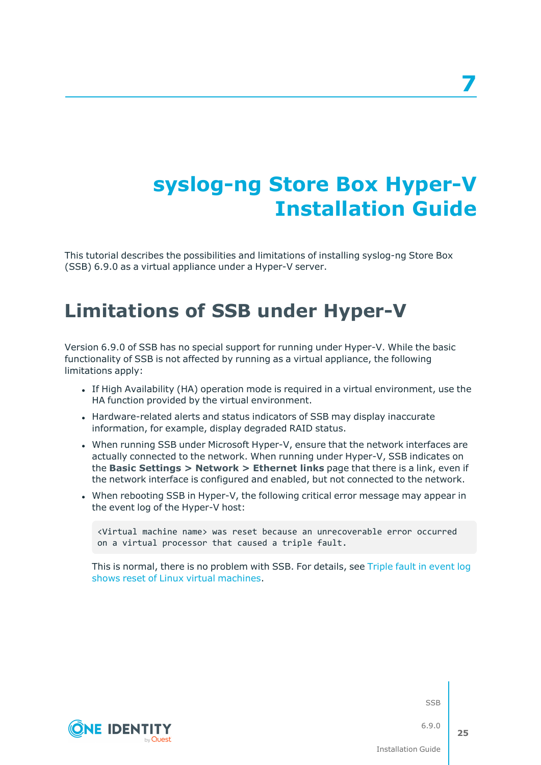# 7

# syslog-ng Store Box Hyper-V Installation Guide

This tutorial describes the possibilities and limitations of installing syslog-ng Store Box (SSB) 6.9.0 as a virtual appliance under a Hyper-V server.

## Limitations of SSB under Hyper-V

Version 6.9.0 of SSB has no special support for running under Hyper-V. While the basic functionality of SSB is not affected by running as a virtual appliance, the following limitations apply:

- If High Availability (HA) operation mode is required in a virtual environment, use the HA function provided by the virtual environment.
- Hardware-related alerts and status indicators of SSB may display inaccurate information, for example, display degraded RAID status.
- When running SSB under Microsoft Hyper-V, ensure that the network interfaces are actually connected to the network. When running under Hyper-V, SSB indicates on the **Basic Settings > Network > Ethernet links** page that there is a link, even if the network interface is configured and enabled, but not connected to the network.
- When rebooting SSB in Hyper-V, the following critical error message may appear in the event log of the Hyper-V host:

  ```
  <Virtual machine name> was reset because an unrecoverable error occurred
  on a virtual processor that caused a triple fault.
  ```

  This is normal, there is no problem with SSB. For details, see Triple fault in event log shows reset of Linux virtual machines.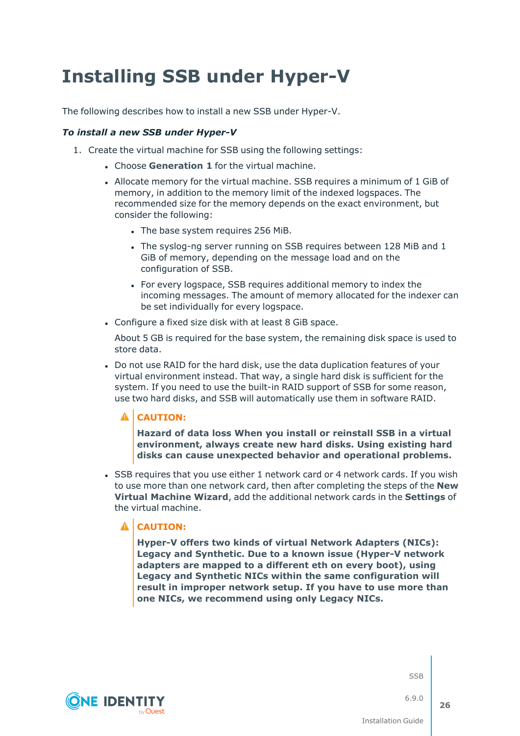# Installing SSB under Hyper-V

The following describes how to install a new SSB under Hyper-V.

***To install a new SSB under Hyper-V***

1. Create the virtual machine for SSB using the following settings:
   - Choose **Generation 1** for the virtual machine.
   - Allocate memory for the virtual machine. SSB requires a minimum of 1 GiB of memory, in addition to the memory limit of the indexed logspaces. The recommended size for the memory depends on the exact environment, but consider the following:
     - The base system requires 256 MiB.
     - The syslog-ng server running on SSB requires between 128 MiB and 1 GiB of memory, depending on the message load and on the configuration of SSB.
     - For every logspace, SSB requires additional memory to index the incoming messages. The amount of memory allocated for the indexer can be set individually for every logspace.
   - Configure a fixed size disk with at least 8 GiB space.

     About 5 GB is required for the base system, the remaining disk space is used to store data.
   - Do not use RAID for the hard disk, use the data duplication features of your virtual environment instead. That way, a single hard disk is sufficient for the system. If you need to use the built-in RAID support of SSB for some reason, use two hard disks, and SSB will automatically use them in software RAID.

     > **CAUTION:**
     >
     > **Hazard of data loss When you install or reinstall SSB in a virtual environment, always create new hard disks. Using existing hard disks can cause unexpected behavior and operational problems.**

   - SSB requires that you use either 1 network card or 4 network cards. If you wish to use more than one network card, then after completing the steps of the **New Virtual Machine Wizard**, add the additional network cards in the **Settings** of the virtual machine.

     > **CAUTION:**
     >
     > **Hyper-V offers two kinds of virtual Network Adapters (NICs): Legacy and Synthetic. Due to a known issue (Hyper-V network adapters are mapped to a different eth on every boot), using Legacy and Synthetic NICs within the same configuration will result in improper network setup. If you have to use more than one NICs, we recommend using only Legacy NICs.**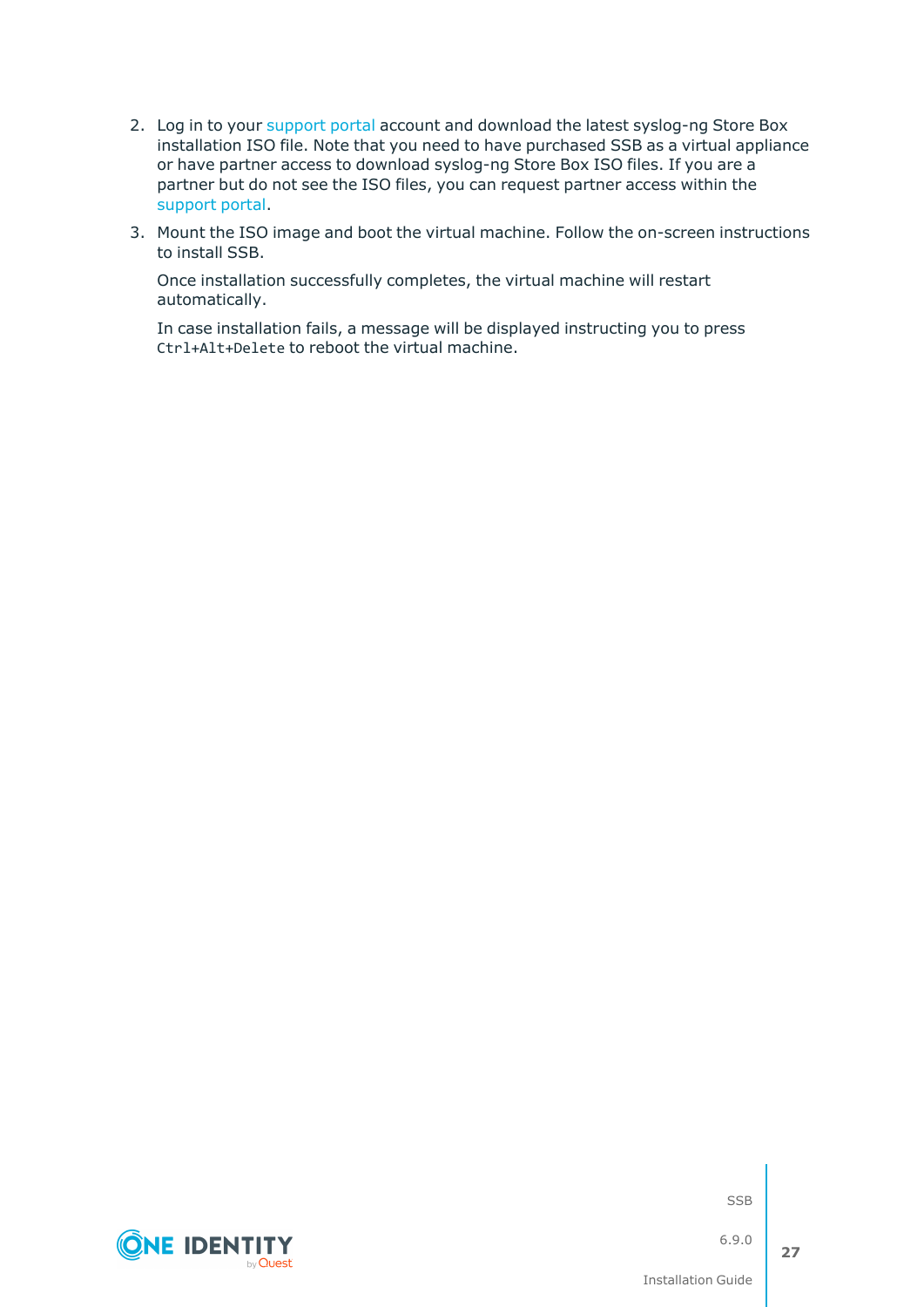2. Log in to your support portal account and download the latest syslog-ng Store Box installation ISO file. Note that you need to have purchased SSB as a virtual appliance or have partner access to download syslog-ng Store Box ISO files. If you are a partner but do not see the ISO files, you can request partner access within the support portal.

3. Mount the ISO image and boot the virtual machine. Follow the on-screen instructions to install SSB.

   Once installation successfully completes, the virtual machine will restart automatically.

   In case installation fails, a message will be displayed instructing you to press `Ctrl+Alt+Delete` to reboot the virtual machine.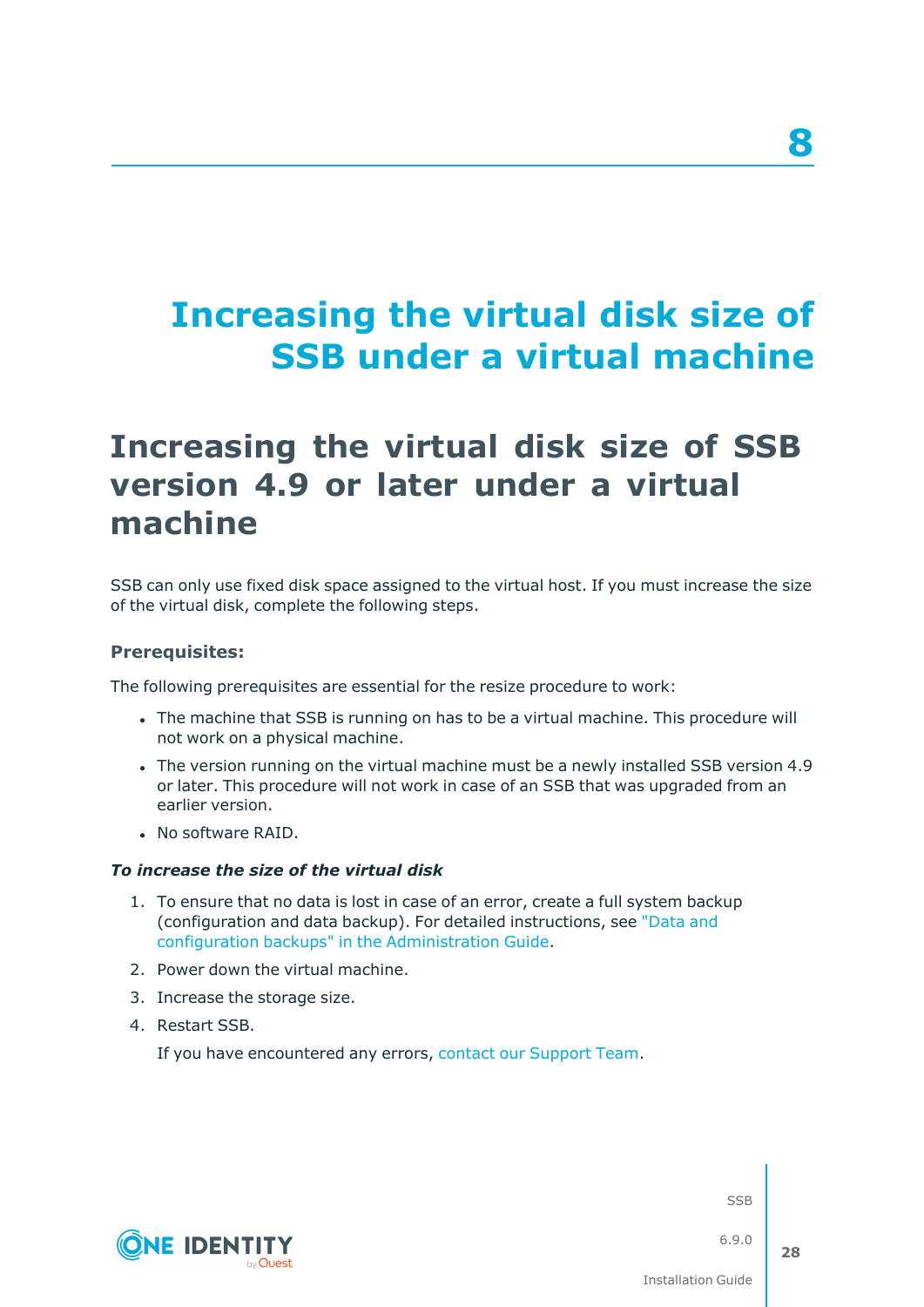# 8

# Increasing the virtual disk size of SSB under a virtual machine

## Increasing the virtual disk size of SSB version 4.9 or later under a virtual machine

SSB can only use fixed disk space assigned to the virtual host. If you must increase the size of the virtual disk, complete the following steps.

### Prerequisites:

The following prerequisites are essential for the resize procedure to work:

- The machine that SSB is running on has to be a virtual machine. This procedure will not work on a physical machine.
- The version running on the virtual machine must be a newly installed SSB version 4.9 or later. This procedure will not work in case of an SSB that was upgraded from an earlier version.
- No software RAID.

***To increase the size of the virtual disk***

1. To ensure that no data is lost in case of an error, create a full system backup (configuration and data backup). For detailed instructions, see "Data and configuration backups" in the Administration Guide.
2. Power down the virtual machine.
3. Increase the storage size.
4. Restart SSB.

   If you have encountered any errors, contact our Support Team.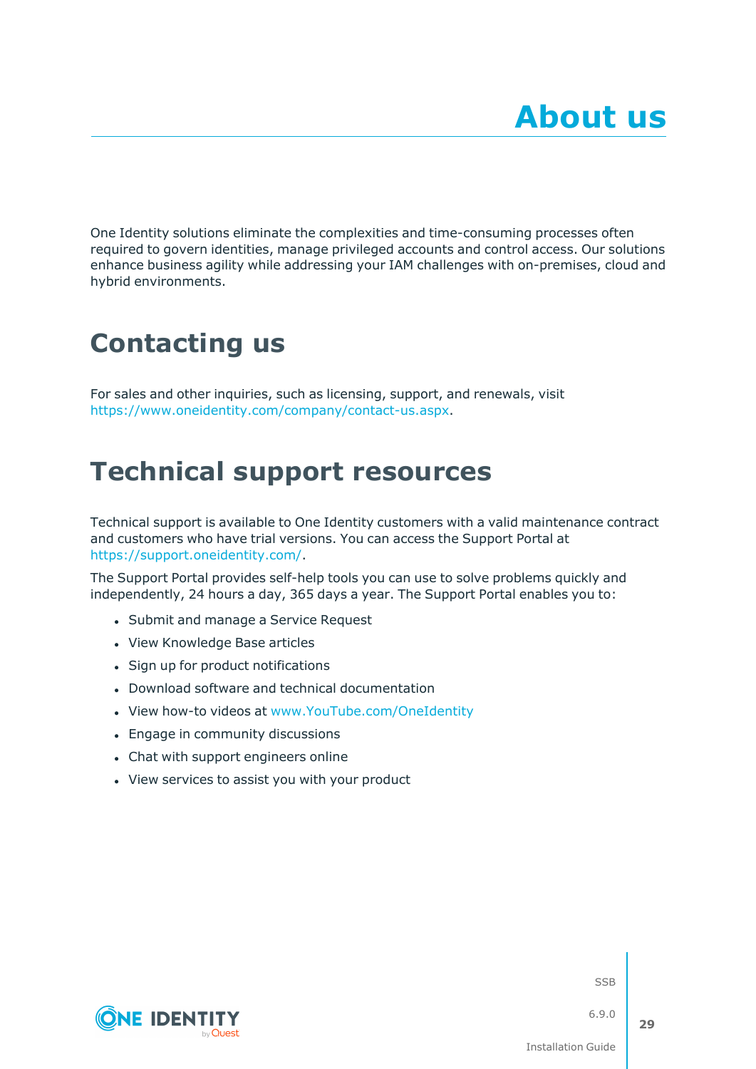# About us

One Identity solutions eliminate the complexities and time-consuming processes often required to govern identities, manage privileged accounts and control access. Our solutions enhance business agility while addressing your IAM challenges with on-premises, cloud and hybrid environments.

## Contacting us

For sales and other inquiries, such as licensing, support, and renewals, visit https://www.oneidentity.com/company/contact-us.aspx.

## Technical support resources

Technical support is available to One Identity customers with a valid maintenance contract and customers who have trial versions. You can access the Support Portal at https://support.oneidentity.com/.

The Support Portal provides self-help tools you can use to solve problems quickly and independently, 24 hours a day, 365 days a year. The Support Portal enables you to:

- Submit and manage a Service Request
- View Knowledge Base articles
- Sign up for product notifications
- Download software and technical documentation
- View how-to videos at www.YouTube.com/OneIdentity
- Engage in community discussions
- Chat with support engineers online
- View services to assist you with your product